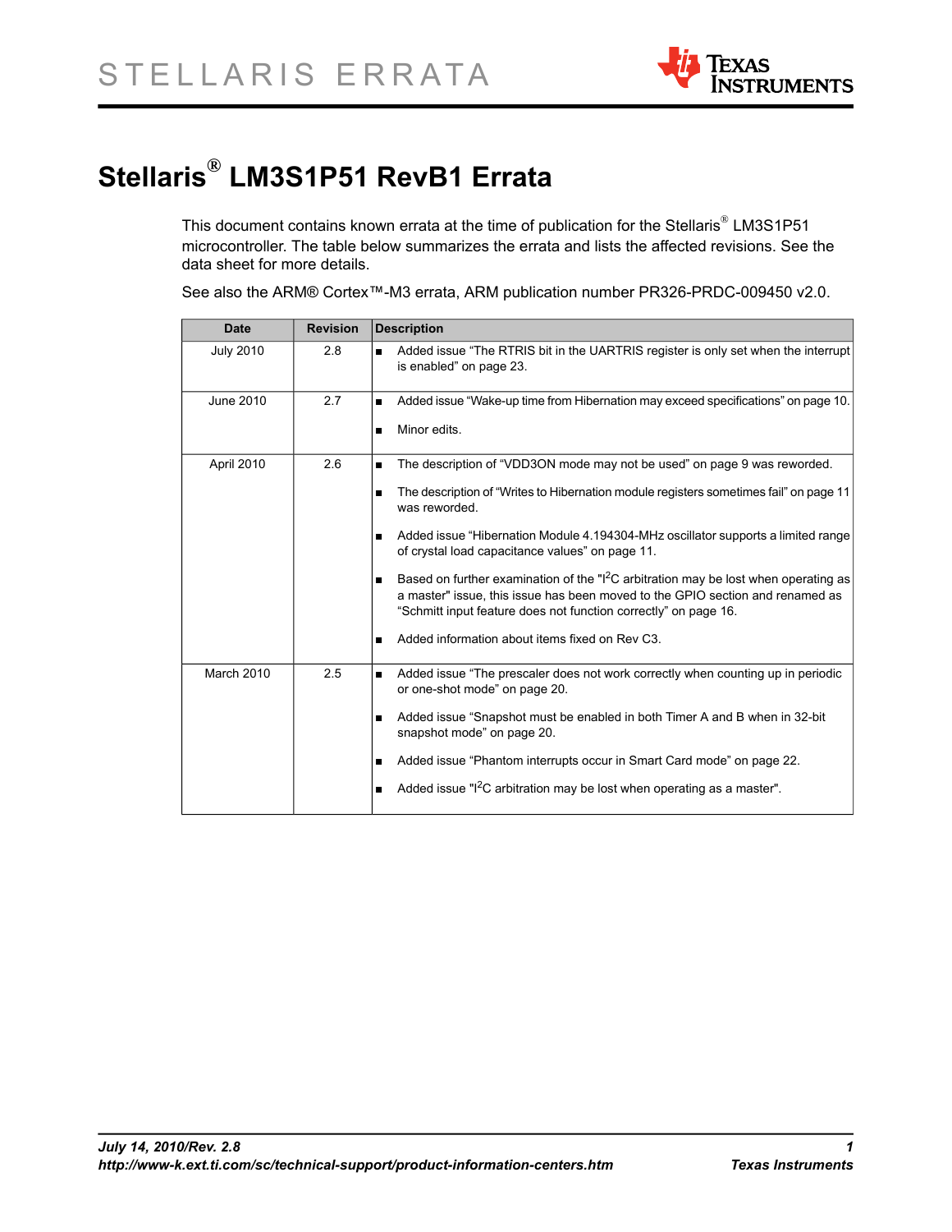# Stellaris® LM3S1P51 RevB1 Errata

This document contains known errata at the time of publication for the Stellaris® LM3S1P51 microcontroller. The table below summarizes the errata and lists the affected revisions. See the data sheet for more details.

See also the ARM® Cortex™-M3 errata, ARM publication number PR326-PRDC-009450 v2.0.

| Date | Revision | Description |
| --- | --- | --- |
| July 2010 | 2.8 | ■ Added issue "The RTRIS bit in the UARTRIS register is only set when the interrupt is enabled" on page 23. |
| June 2010 | 2.7 | ■ Added issue "Wake-up time from Hibernation may exceed specifications" on page 10.<br>■ Minor edits. |
| April 2010 | 2.6 | ■ The description of "VDD3ON mode may not be used" on page 9 was reworded.<br>■ The description of "Writes to Hibernation module registers sometimes fail" on page 11 was reworded.<br>■ Added issue "Hibernation Module 4.194304-MHz oscillator supports a limited range of crystal load capacitance values" on page 11.<br>■ Based on further examination of the "I²C arbitration may be lost when operating as a master" issue, this issue has been moved to the GPIO section and renamed as "Schmitt input feature does not function correctly" on page 16.<br>■ Added information about items fixed on Rev C3. |
| March 2010 | 2.5 | ■ Added issue "The prescaler does not work correctly when counting up in periodic or one-shot mode" on page 20.<br>■ Added issue "Snapshot must be enabled in both Timer A and B when in 32-bit snapshot mode" on page 20.<br>■ Added issue "Phantom interrupts occur in Smart Card mode" on page 22.<br>■ Added issue "I²C arbitration may be lost when operating as a master". |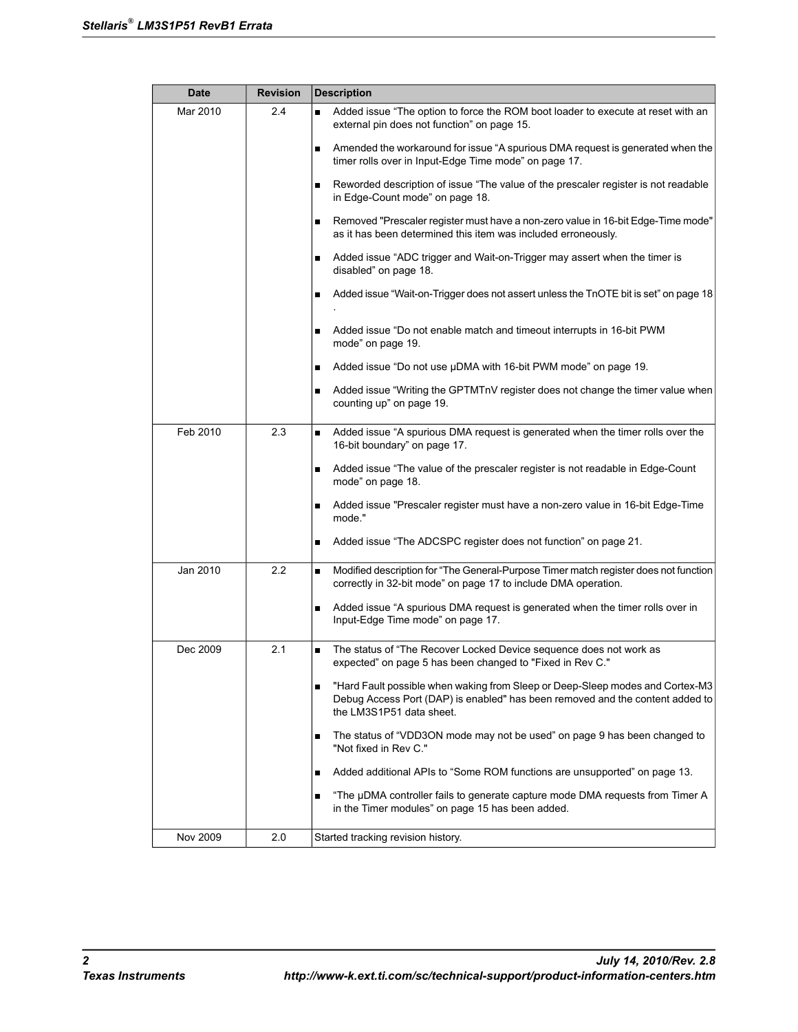| Date | Revision | Description |
|---|---|---|
| Mar 2010 | 2.4 | ■ Added issue “The option to force the ROM boot loader to execute at reset with an external pin does not function” on page 15.<br>■ Amended the workaround for issue “A spurious DMA request is generated when the timer rolls over in Input-Edge Time mode” on page 17.<br>■ Reworded description of issue “The value of the prescaler register is not readable in Edge-Count mode” on page 18.<br>■ Removed "Prescaler register must have a non-zero value in 16-bit Edge-Time mode" as it has been determined this item was included erroneously.<br>■ Added issue “ADC trigger and Wait-on-Trigger may assert when the timer is disabled” on page 18.<br>■ Added issue “Wait-on-Trigger does not assert unless the TnOTE bit is set” on page 18 .<br>■ Added issue “Do not enable match and timeout interrupts in 16-bit PWM mode” on page 19.<br>■ Added issue “Do not use μDMA with 16-bit PWM mode” on page 19.<br>■ Added issue “Writing the GPTMTnV register does not change the timer value when counting up” on page 19. |
| Feb 2010 | 2.3 | ■ Added issue “A spurious DMA request is generated when the timer rolls over the 16-bit boundary” on page 17.<br>■ Added issue “The value of the prescaler register is not readable in Edge-Count mode” on page 18.<br>■ Added issue "Prescaler register must have a non-zero value in 16-bit Edge-Time mode."<br>■ Added issue “The ADCSPC register does not function” on page 21. |
| Jan 2010 | 2.2 | ■ Modified description for “The General-Purpose Timer match register does not function correctly in 32-bit mode” on page 17 to include DMA operation.<br>■ Added issue “A spurious DMA request is generated when the timer rolls over in Input-Edge Time mode” on page 17. |
| Dec 2009 | 2.1 | ■ The status of “The Recover Locked Device sequence does not work as expected” on page 5 has been changed to "Fixed in Rev C."<br>■ "Hard Fault possible when waking from Sleep or Deep-Sleep modes and Cortex-M3 Debug Access Port (DAP) is enabled" has been removed and the content added to the LM3S1P51 data sheet.<br>■ The status of “VDD3ON mode may not be used” on page 9 has been changed to "Not fixed in Rev C."<br>■ Added additional APIs to “Some ROM functions are unsupported” on page 13.<br>■ “The μDMA controller fails to generate capture mode DMA requests from Timer A in the Timer modules” on page 15 has been added. |
| Nov 2009 | 2.0 | Started tracking revision history. |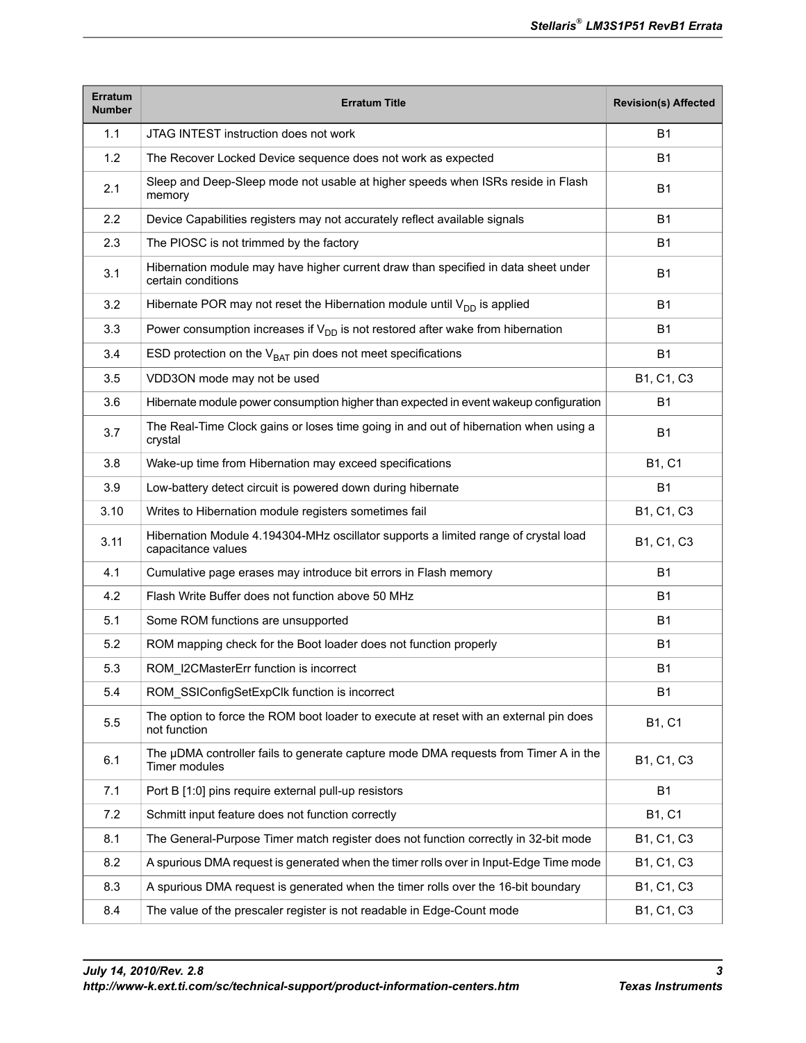| Erratum Number | Erratum Title | Revision(s) Affected |
|---|---|---|
| 1.1 | JTAG INTEST instruction does not work | B1 |
| 1.2 | The Recover Locked Device sequence does not work as expected | B1 |
| 2.1 | Sleep and Deep-Sleep mode not usable at higher speeds when ISRs reside in Flash memory | B1 |
| 2.2 | Device Capabilities registers may not accurately reflect available signals | B1 |
| 2.3 | The PIOSC is not trimmed by the factory | B1 |
| 3.1 | Hibernation module may have higher current draw than specified in data sheet under certain conditions | B1 |
| 3.2 | Hibernate POR may not reset the Hibernation module until $V_{DD}$ is applied | B1 |
| 3.3 | Power consumption increases if $V_{DD}$ is not restored after wake from hibernation | B1 |
| 3.4 | ESD protection on the $V_{BAT}$ pin does not meet specifications | B1 |
| 3.5 | VDD3ON mode may not be used | B1, C1, C3 |
| 3.6 | Hibernate module power consumption higher than expected in event wakeup configuration | B1 |
| 3.7 | The Real-Time Clock gains or loses time going in and out of hibernation when using a crystal | B1 |
| 3.8 | Wake-up time from Hibernation may exceed specifications | B1, C1 |
| 3.9 | Low-battery detect circuit is powered down during hibernate | B1 |
| 3.10 | Writes to Hibernation module registers sometimes fail | B1, C1, C3 |
| 3.11 | Hibernation Module 4.194304-MHz oscillator supports a limited range of crystal load capacitance values | B1, C1, C3 |
| 4.1 | Cumulative page erases may introduce bit errors in Flash memory | B1 |
| 4.2 | Flash Write Buffer does not function above 50 MHz | B1 |
| 5.1 | Some ROM functions are unsupported | B1 |
| 5.2 | ROM mapping check for the Boot loader does not function properly | B1 |
| 5.3 | ROM_I2CMasterErr function is incorrect | B1 |
| 5.4 | ROM_SSIConfigSetExpClk function is incorrect | B1 |
| 5.5 | The option to force the ROM boot loader to execute at reset with an external pin does not function | B1, C1 |
| 6.1 | The μDMA controller fails to generate capture mode DMA requests from Timer A in the Timer modules | B1, C1, C3 |
| 7.1 | Port B [1:0] pins require external pull-up resistors | B1 |
| 7.2 | Schmitt input feature does not function correctly | B1, C1 |
| 8.1 | The General-Purpose Timer match register does not function correctly in 32-bit mode | B1, C1, C3 |
| 8.2 | A spurious DMA request is generated when the timer rolls over in Input-Edge Time mode | B1, C1, C3 |
| 8.3 | A spurious DMA request is generated when the timer rolls over the 16-bit boundary | B1, C1, C3 |
| 8.4 | The value of the prescaler register is not readable in Edge-Count mode | B1, C1, C3 |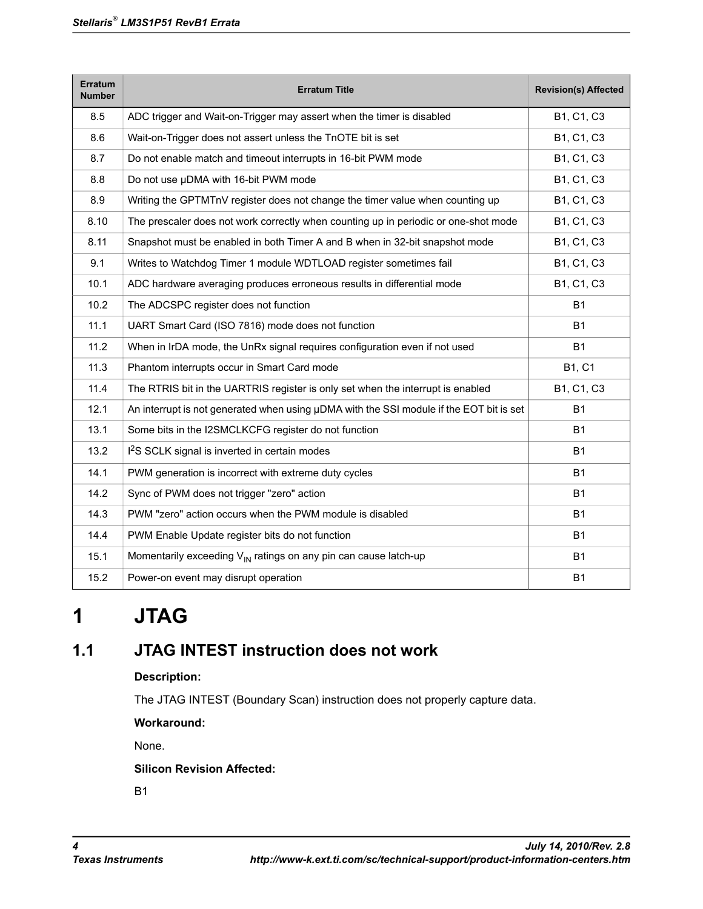| Erratum Number | Erratum Title | Revision(s) Affected |
|---|---|---|
| 8.5 | ADC trigger and Wait-on-Trigger may assert when the timer is disabled | B1, C1, C3 |
| 8.6 | Wait-on-Trigger does not assert unless the TnOTE bit is set | B1, C1, C3 |
| 8.7 | Do not enable match and timeout interrupts in 16-bit PWM mode | B1, C1, C3 |
| 8.8 | Do not use μDMA with 16-bit PWM mode | B1, C1, C3 |
| 8.9 | Writing the GPTMTnV register does not change the timer value when counting up | B1, C1, C3 |
| 8.10 | The prescaler does not work correctly when counting up in periodic or one-shot mode | B1, C1, C3 |
| 8.11 | Snapshot must be enabled in both Timer A and B when in 32-bit snapshot mode | B1, C1, C3 |
| 9.1 | Writes to Watchdog Timer 1 module WDTLOAD register sometimes fail | B1, C1, C3 |
| 10.1 | ADC hardware averaging produces erroneous results in differential mode | B1, C1, C3 |
| 10.2 | The ADCSPC register does not function | B1 |
| 11.1 | UART Smart Card (ISO 7816) mode does not function | B1 |
| 11.2 | When in IrDA mode, the UnRx signal requires configuration even if not used | B1 |
| 11.3 | Phantom interrupts occur in Smart Card mode | B1, C1 |
| 11.4 | The RTRIS bit in the UARTRIS register is only set when the interrupt is enabled | B1, C1, C3 |
| 12.1 | An interrupt is not generated when using μDMA with the SSI module if the EOT bit is set | B1 |
| 13.1 | Some bits in the I2SMCLKCFG register do not function | B1 |
| 13.2 | $I^2S$ SCLK signal is inverted in certain modes | B1 |
| 14.1 | PWM generation is incorrect with extreme duty cycles | B1 |
| 14.2 | Sync of PWM does not trigger "zero" action | B1 |
| 14.3 | PWM "zero" action occurs when the PWM module is disabled | B1 |
| 14.4 | PWM Enable Update register bits do not function | B1 |
| 15.1 | Momentarily exceeding $V_{IN}$ ratings on any pin can cause latch-up | B1 |
| 15.2 | Power-on event may disrupt operation | B1 |

# 1 JTAG

## 1.1 JTAG INTEST instruction does not work

**Description:**

The JTAG INTEST (Boundary Scan) instruction does not properly capture data.

**Workaround:**

None.

**Silicon Revision Affected:**

B1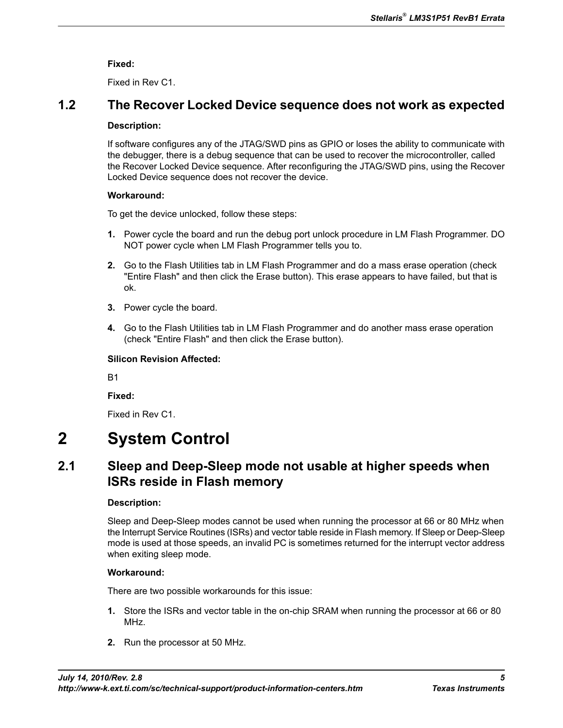**Fixed:**

Fixed in Rev C1.

## 1.2 The Recover Locked Device sequence does not work as expected

**Description:**

If software configures any of the JTAG/SWD pins as GPIO or loses the ability to communicate with the debugger, there is a debug sequence that can be used to recover the microcontroller, called the Recover Locked Device sequence. After reconfiguring the JTAG/SWD pins, using the Recover Locked Device sequence does not recover the device.

**Workaround:**

To get the device unlocked, follow these steps:

1. Power cycle the board and run the debug port unlock procedure in LM Flash Programmer. DO NOT power cycle when LM Flash Programmer tells you to.
2. Go to the Flash Utilities tab in LM Flash Programmer and do a mass erase operation (check "Entire Flash" and then click the Erase button). This erase appears to have failed, but that is ok.
3. Power cycle the board.
4. Go to the Flash Utilities tab in LM Flash Programmer and do another mass erase operation (check "Entire Flash" and then click the Erase button).

**Silicon Revision Affected:**

B1

**Fixed:**

Fixed in Rev C1.

# 2 System Control

## 2.1 Sleep and Deep-Sleep mode not usable at higher speeds when ISRs reside in Flash memory

**Description:**

Sleep and Deep-Sleep modes cannot be used when running the processor at 66 or 80 MHz when the Interrupt Service Routines (ISRs) and vector table reside in Flash memory. If Sleep or Deep-Sleep mode is used at those speeds, an invalid PC is sometimes returned for the interrupt vector address when exiting sleep mode.

**Workaround:**

There are two possible workarounds for this issue:

1. Store the ISRs and vector table in the on-chip SRAM when running the processor at 66 or 80 MHz.
2. Run the processor at 50 MHz.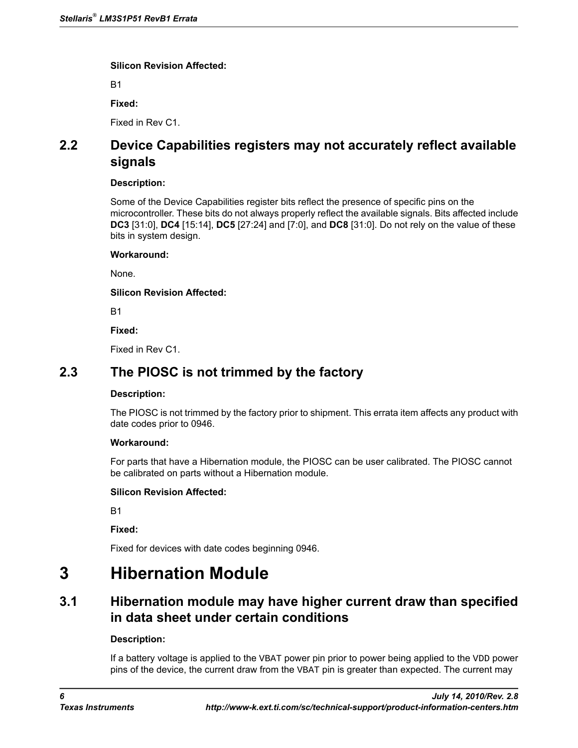**Silicon Revision Affected:**

B1

**Fixed:**

Fixed in Rev C1.

## 2.2 Device Capabilities registers may not accurately reflect available signals

**Description:**

Some of the Device Capabilities register bits reflect the presence of specific pins on the microcontroller. These bits do not always properly reflect the available signals. Bits affected include **DC3** [31:0], **DC4** [15:14], **DC5** [27:24] and [7:0], and **DC8** [31:0]. Do not rely on the value of these bits in system design.

**Workaround:**

None.

**Silicon Revision Affected:**

B1

**Fixed:**

Fixed in Rev C1.

## 2.3 The PIOSC is not trimmed by the factory

**Description:**

The PIOSC is not trimmed by the factory prior to shipment. This errata item affects any product with date codes prior to 0946.

**Workaround:**

For parts that have a Hibernation module, the PIOSC can be user calibrated. The PIOSC cannot be calibrated on parts without a Hibernation module.

**Silicon Revision Affected:**

B1

**Fixed:**

Fixed for devices with date codes beginning 0946.

# 3 Hibernation Module

## 3.1 Hibernation module may have higher current draw than specified in data sheet under certain conditions

**Description:**

If a battery voltage is applied to the VBAT power pin prior to power being applied to the VDD power pins of the device, the current draw from the VBAT pin is greater than expected. The current may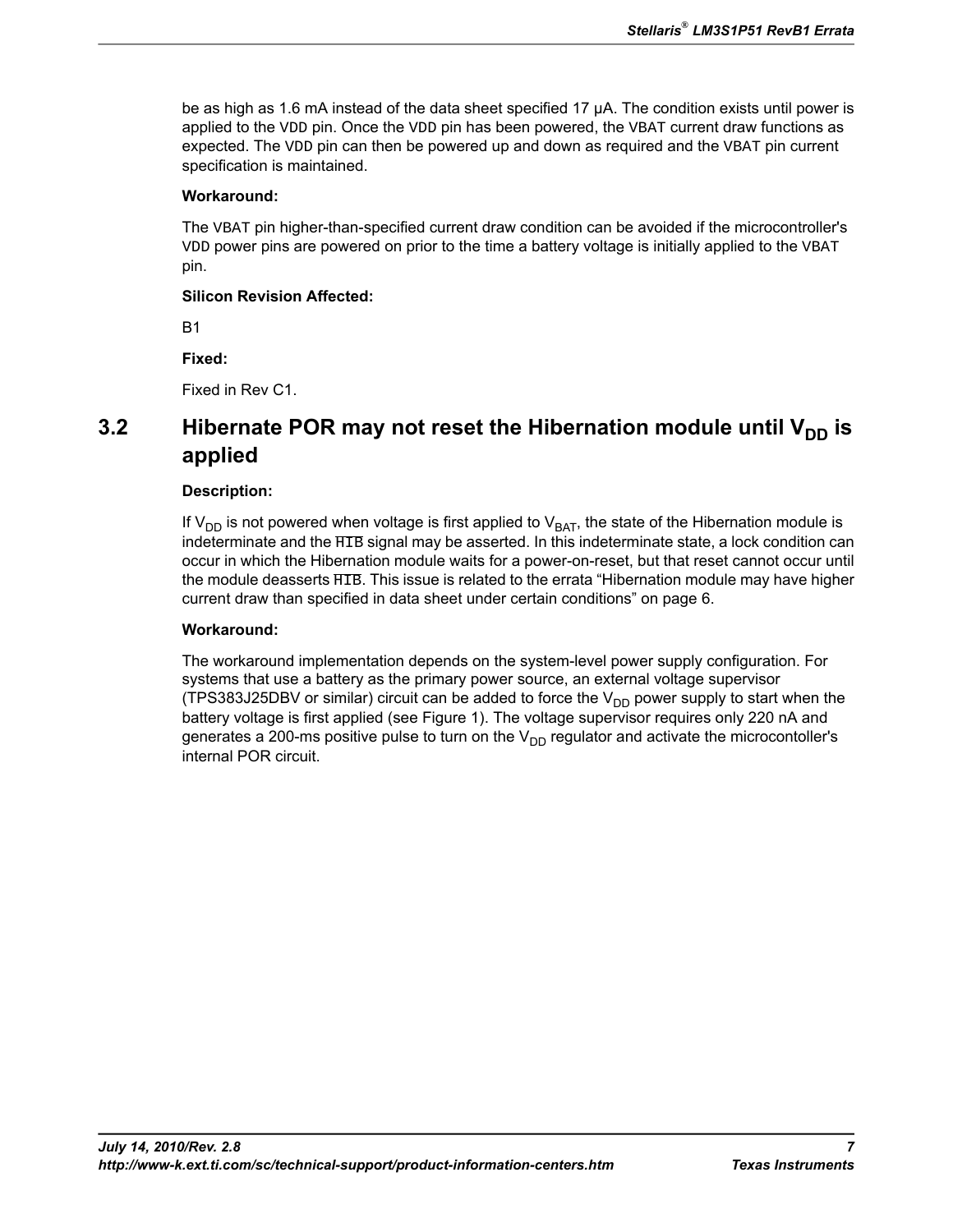be as high as 1.6 mA instead of the data sheet specified 17 µA. The condition exists until power is applied to the VDD pin. Once the VDD pin has been powered, the VBAT current draw functions as expected. The VDD pin can then be powered up and down as required and the VBAT pin current specification is maintained.

**Workaround:**

The VBAT pin higher-than-specified current draw condition can be avoided if the microcontroller's VDD power pins are powered on prior to the time a battery voltage is initially applied to the VBAT pin.

**Silicon Revision Affected:**

B1

**Fixed:**

Fixed in Rev C1.

## 3.2 Hibernate POR may not reset the Hibernation module until $V_{DD}$ is applied

**Description:**

If $V_{DD}$ is not powered when voltage is first applied to $V_{BAT}$, the state of the Hibernation module is indeterminate and the $\overline{\text{HIB}}$ signal may be asserted. In this indeterminate state, a lock condition can occur in which the Hibernation module waits for a power-on-reset, but that reset cannot occur until the module deasserts $\overline{\text{HIB}}$. This issue is related to the errata “Hibernation module may have higher current draw than specified in data sheet under certain conditions” on page 6.

**Workaround:**

The workaround implementation depends on the system-level power supply configuration. For systems that use a battery as the primary power source, an external voltage supervisor (TPS383J25DBV or similar) circuit can be added to force the $V_{DD}$ power supply to start when the battery voltage is first applied (see Figure 1). The voltage supervisor requires only 220 nA and generates a 200-ms positive pulse to turn on the $V_{DD}$ regulator and activate the microcontoller's internal POR circuit.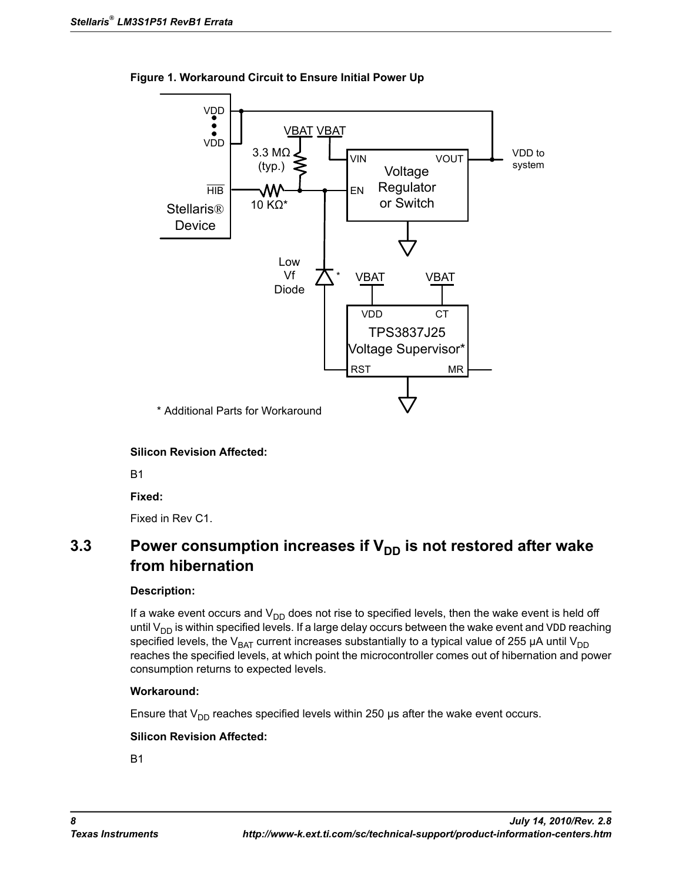**Figure 1. Workaround Circuit to Ensure Initial Power Up**

\* Additional Parts for Workaround

**Silicon Revision Affected:**

B1

**Fixed:**

Fixed in Rev C1.

## 3.3 Power consumption increases if $V_{DD}$ is not restored after wake from hibernation

**Description:**

If a wake event occurs and $V_{DD}$ does not rise to specified levels, then the wake event is held off until $V_{DD}$ is within specified levels. If a large delay occurs between the wake event and VDD reaching specified levels, the $V_{BAT}$ current increases substantially to a typical value of 255 µA until $V_{DD}$ reaches the specified levels, at which point the microcontroller comes out of hibernation and power consumption returns to expected levels.

**Workaround:**

Ensure that $V_{DD}$ reaches specified levels within 250 µs after the wake event occurs.

**Silicon Revision Affected:**

B1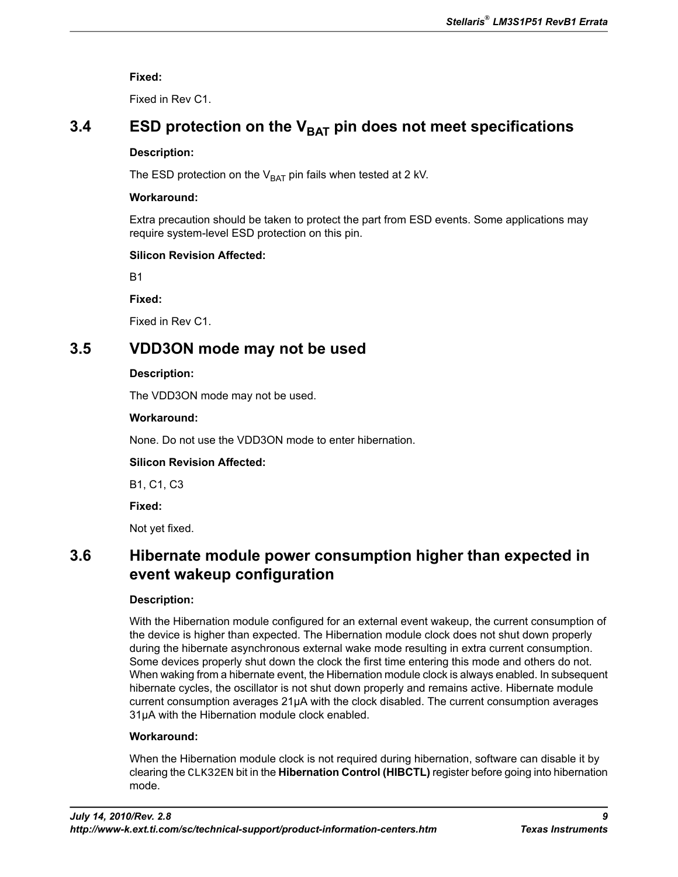**Fixed:**

Fixed in Rev C1.

## 3.4 ESD protection on the $V_{BAT}$ pin does not meet specifications

**Description:**

The ESD protection on the $V_{BAT}$ pin fails when tested at 2 kV.

**Workaround:**

Extra precaution should be taken to protect the part from ESD events. Some applications may require system-level ESD protection on this pin.

**Silicon Revision Affected:**

B1

**Fixed:**

Fixed in Rev C1.

## 3.5 VDD3ON mode may not be used

**Description:**

The VDD3ON mode may not be used.

**Workaround:**

None. Do not use the VDD3ON mode to enter hibernation.

**Silicon Revision Affected:**

B1, C1, C3

**Fixed:**

Not yet fixed.

## 3.6 Hibernate module power consumption higher than expected in event wakeup configuration

**Description:**

With the Hibernation module configured for an external event wakeup, the current consumption of the device is higher than expected. The Hibernation module clock does not shut down properly during the hibernate asynchronous external wake mode resulting in extra current consumption. Some devices properly shut down the clock the first time entering this mode and others do not. When waking from a hibernate event, the Hibernation module clock is always enabled. In subsequent hibernate cycles, the oscillator is not shut down properly and remains active. Hibernate module current consumption averages 21µA with the clock disabled. The current consumption averages 31µA with the Hibernation module clock enabled.

**Workaround:**

When the Hibernation module clock is not required during hibernation, software can disable it by clearing the `CLK32EN` bit in the **Hibernation Control (HIBCTL)** register before going into hibernation mode.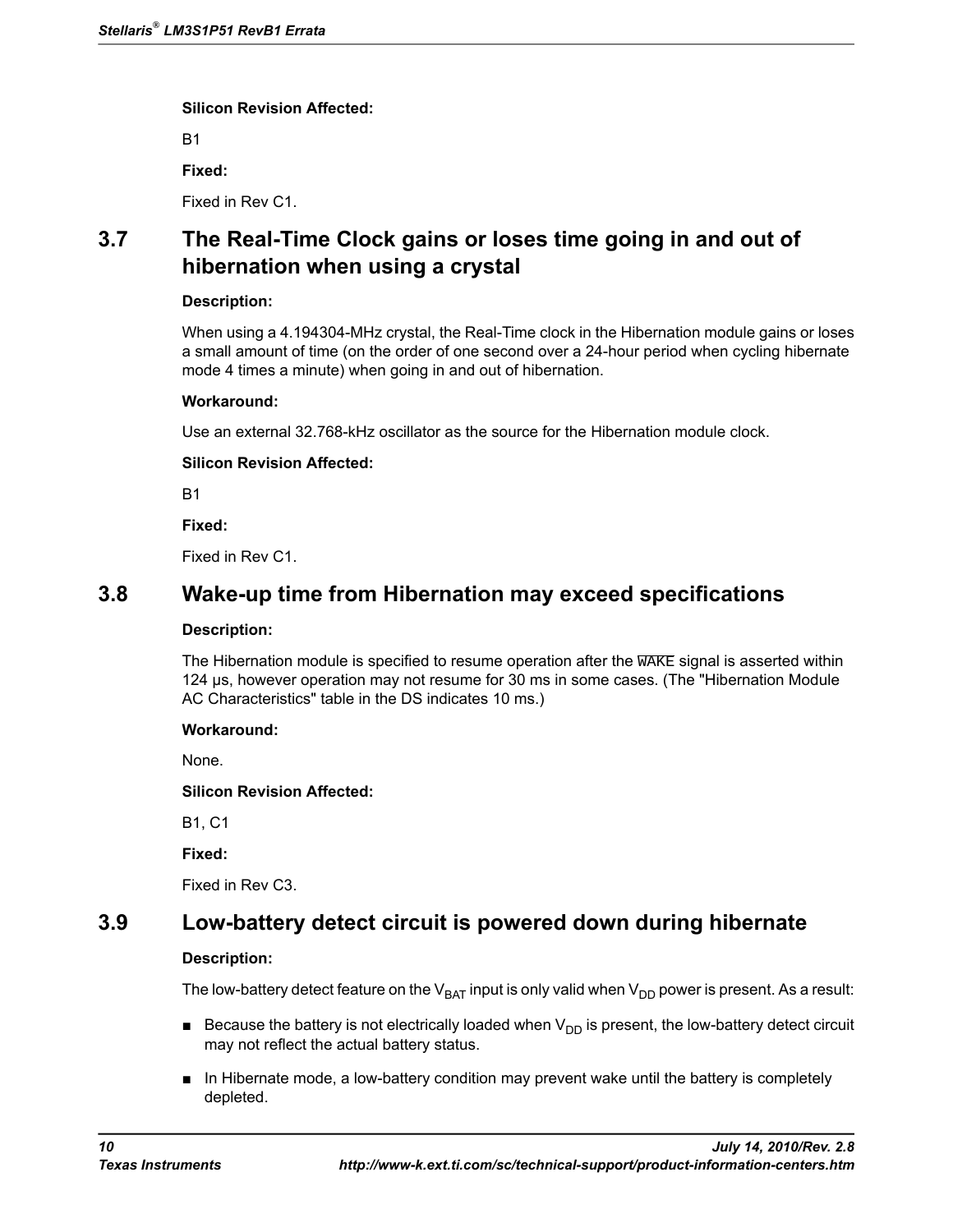**Silicon Revision Affected:**

B1

**Fixed:**

Fixed in Rev C1.

## 3.7 The Real-Time Clock gains or loses time going in and out of hibernation when using a crystal

**Description:**

When using a 4.194304-MHz crystal, the Real-Time clock in the Hibernation module gains or loses a small amount of time (on the order of one second over a 24-hour period when cycling hibernate mode 4 times a minute) when going in and out of hibernation.

**Workaround:**

Use an external 32.768-kHz oscillator as the source for the Hibernation module clock.

**Silicon Revision Affected:**

B1

**Fixed:**

Fixed in Rev C1.

## 3.8 Wake-up time from Hibernation may exceed specifications

**Description:**

The Hibernation module is specified to resume operation after the $\overline{\text{WAKE}}$ signal is asserted within 124 µs, however operation may not resume for 30 ms in some cases. (The "Hibernation Module AC Characteristics" table in the DS indicates 10 ms.)

**Workaround:**

None.

**Silicon Revision Affected:**

B1, C1

**Fixed:**

Fixed in Rev C3.

## 3.9 Low-battery detect circuit is powered down during hibernate

**Description:**

The low-battery detect feature on the $V_{BAT}$ input is only valid when $V_{DD}$ power is present. As a result:

- Because the battery is not electrically loaded when $V_{DD}$ is present, the low-battery detect circuit may not reflect the actual battery status.
- In Hibernate mode, a low-battery condition may prevent wake until the battery is completely depleted.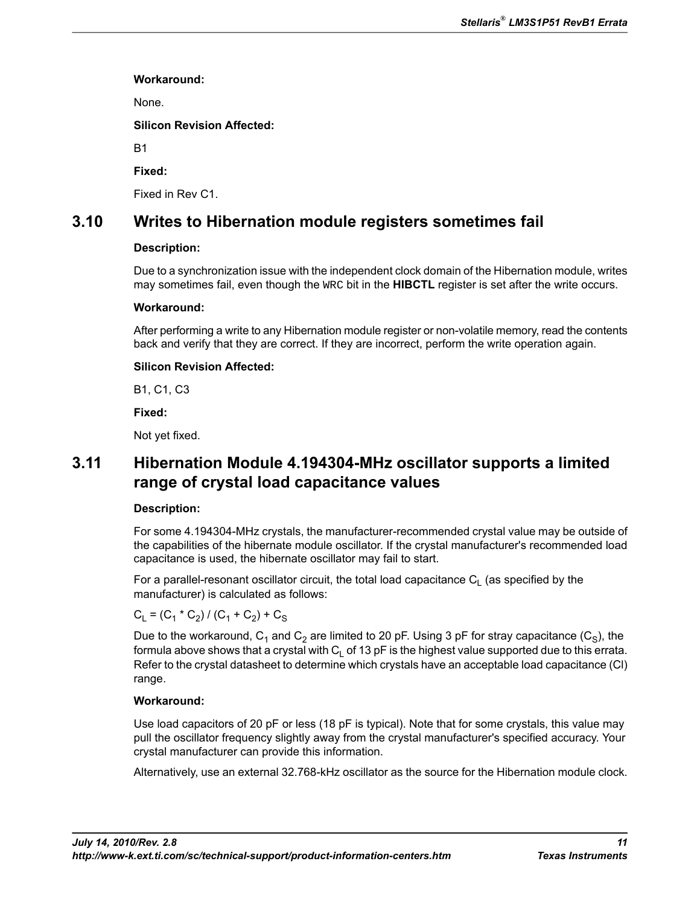**Workaround:**

None.

**Silicon Revision Affected:**

B1

**Fixed:**

Fixed in Rev C1.

## 3.10 Writes to Hibernation module registers sometimes fail

**Description:**

Due to a synchronization issue with the independent clock domain of the Hibernation module, writes may sometimes fail, even though the `WRC` bit in the **HIBCTL** register is set after the write occurs.

**Workaround:**

After performing a write to any Hibernation module register or non-volatile memory, read the contents back and verify that they are correct. If they are incorrect, perform the write operation again.

**Silicon Revision Affected:**

B1, C1, C3

**Fixed:**

Not yet fixed.

## 3.11 Hibernation Module 4.194304-MHz oscillator supports a limited range of crystal load capacitance values

**Description:**

For some 4.194304-MHz crystals, the manufacturer-recommended crystal value may be outside of the capabilities of the hibernate module oscillator. If the crystal manufacturer's recommended load capacitance is used, the hibernate oscillator may fail to start.

For a parallel-resonant oscillator circuit, the total load capacitance $C_L$ (as specified by the manufacturer) is calculated as follows:

$C_L = (C_1 * C_2) / (C_1 + C_2) + C_S$

Due to the workaround, $C_1$ and $C_2$ are limited to 20 pF. Using 3 pF for stray capacitance ($C_S$), the formula above shows that a crystal with $C_L$ of 13 pF is the highest value supported due to this errata. Refer to the crystal datasheet to determine which crystals have an acceptable load capacitance (Cl) range.

**Workaround:**

Use load capacitors of 20 pF or less (18 pF is typical). Note that for some crystals, this value may pull the oscillator frequency slightly away from the crystal manufacturer's specified accuracy. Your crystal manufacturer can provide this information.

Alternatively, use an external 32.768-kHz oscillator as the source for the Hibernation module clock.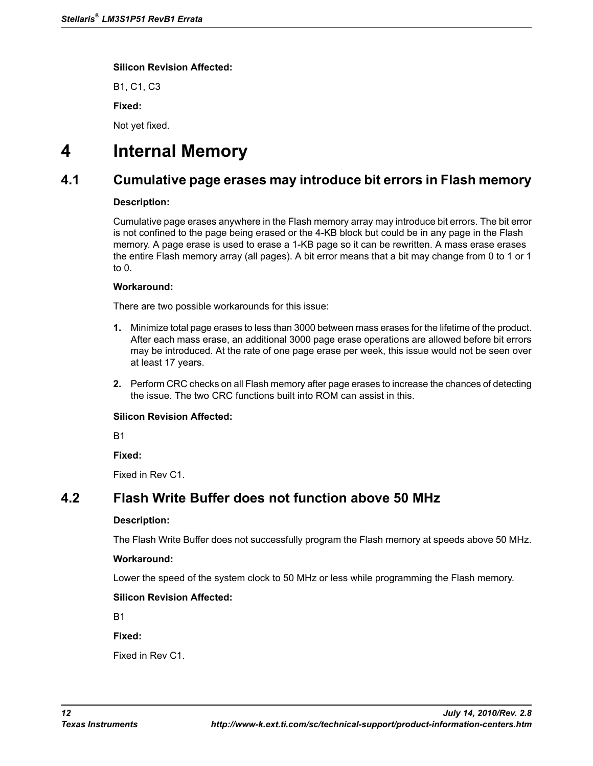**Silicon Revision Affected:**

B1, C1, C3

**Fixed:**

Not yet fixed.

# 4 Internal Memory

## 4.1 Cumulative page erases may introduce bit errors in Flash memory

**Description:**

Cumulative page erases anywhere in the Flash memory array may introduce bit errors. The bit error is not confined to the page being erased or the 4-KB block but could be in any page in the Flash memory. A page erase is used to erase a 1-KB page so it can be rewritten. A mass erase erases the entire Flash memory array (all pages). A bit error means that a bit may change from 0 to 1 or 1 to 0.

**Workaround:**

There are two possible workarounds for this issue:

1. Minimize total page erases to less than 3000 between mass erases for the lifetime of the product. After each mass erase, an additional 3000 page erase operations are allowed before bit errors may be introduced. At the rate of one page erase per week, this issue would not be seen over at least 17 years.
2. Perform CRC checks on all Flash memory after page erases to increase the chances of detecting the issue. The two CRC functions built into ROM can assist in this.

**Silicon Revision Affected:**

B1

**Fixed:**

Fixed in Rev C1.

## 4.2 Flash Write Buffer does not function above 50 MHz

**Description:**

The Flash Write Buffer does not successfully program the Flash memory at speeds above 50 MHz.

**Workaround:**

Lower the speed of the system clock to 50 MHz or less while programming the Flash memory.

**Silicon Revision Affected:**

B1

**Fixed:**

Fixed in Rev C1.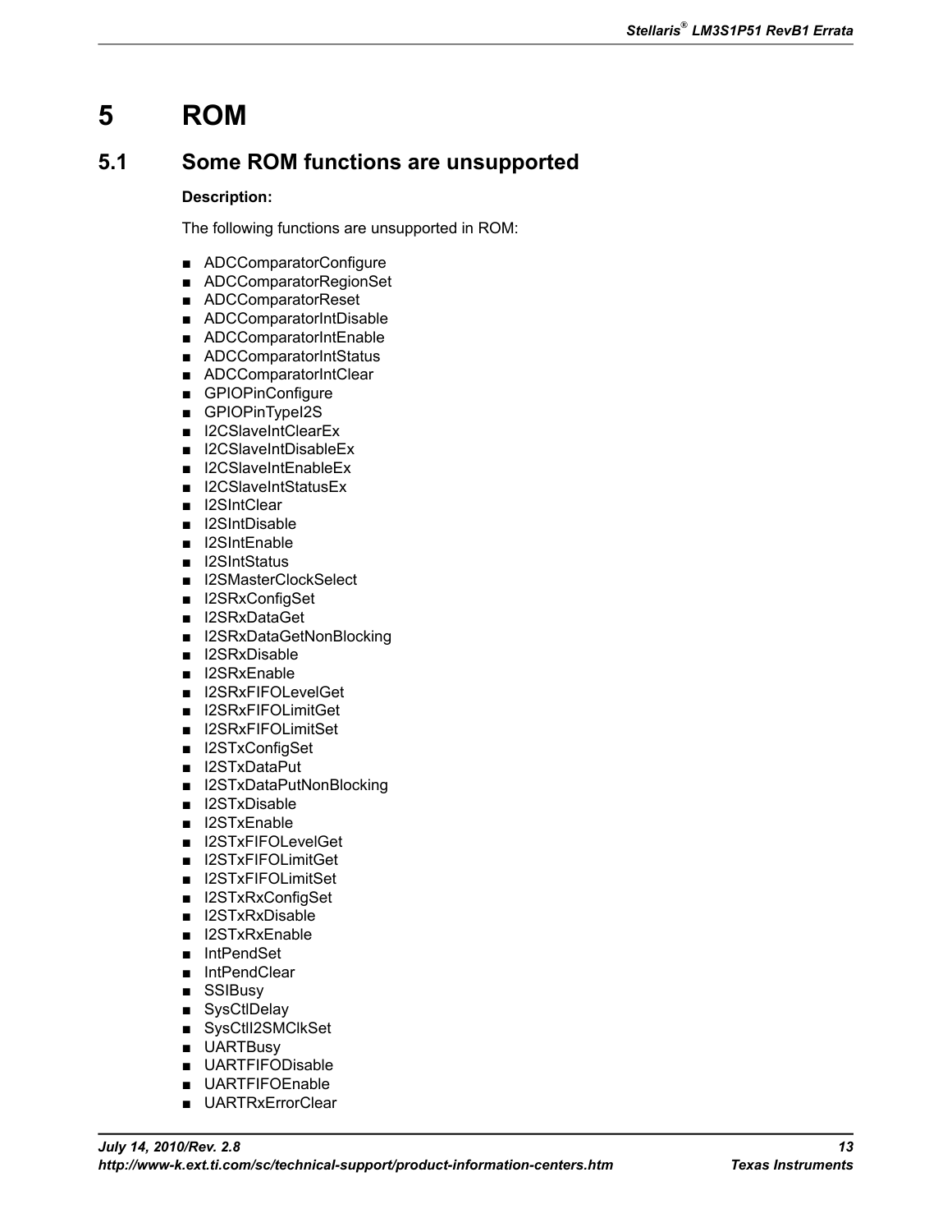# 5 ROM

## 5.1 Some ROM functions are unsupported

**Description:**

The following functions are unsupported in ROM:

- ADCComparatorConfigure
- ADCComparatorRegionSet
- ADCComparatorReset
- ADCComparatorIntDisable
- ADCComparatorIntEnable
- ADCComparatorIntStatus
- ADCComparatorIntClear
- GPIOPinConfigure
- GPIOPinTypeI2S
- I2CSlaveIntClearEx
- I2CSlaveIntDisableEx
- I2CSlaveIntEnableEx
- I2CSlaveIntStatusEx
- I2SIntClear
- I2SIntDisable
- I2SIntEnable
- I2SIntStatus
- I2SMasterClockSelect
- I2SRxConfigSet
- I2SRxDataGet
- I2SRxDataGetNonBlocking
- I2SRxDisable
- I2SRxEnable
- I2SRxFIFOLevelGet
- I2SRxFIFOLimitGet
- I2SRxFIFOLimitSet
- I2STxConfigSet
- I2STxDataPut
- I2STxDataPutNonBlocking
- I2STxDisable
- I2STxEnable
- I2STxFIFOLevelGet
- I2STxFIFOLimitGet
- I2STxFIFOLimitSet
- I2STxRxConfigSet
- I2STxRxDisable
- I2STxRxEnable
- IntPendSet
- IntPendClear
- SSIBusy
- SysCtlDelay
- SysCtlI2SMClkSet
- UARTBusy
- UARTFIFODisable
- UARTFIFOEnable
- UARTRxErrorClear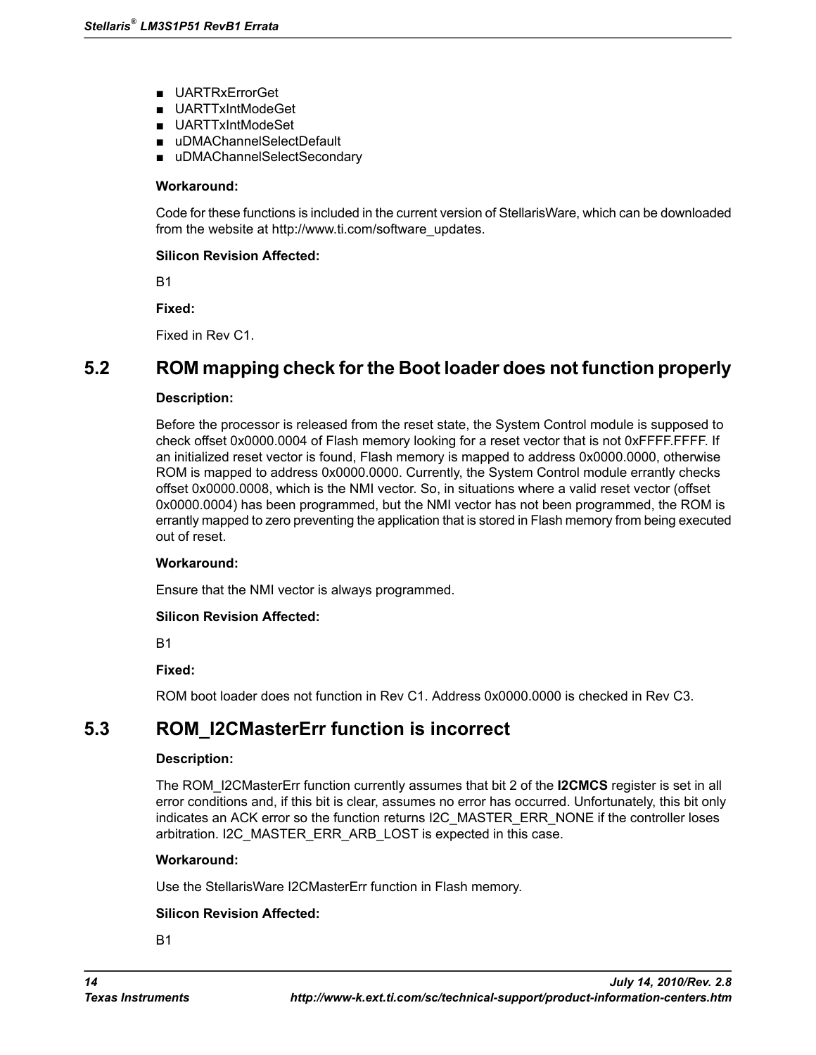- UARTRxErrorGet
- UARTTxIntModeGet
- UARTTxIntModeSet
- uDMAChannelSelectDefault
- uDMAChannelSelectSecondary

**Workaround:**

Code for these functions is included in the current version of StellarisWare, which can be downloaded from the website at http://www.ti.com/software_updates.

**Silicon Revision Affected:**

B1

**Fixed:**

Fixed in Rev C1.

## 5.2 ROM mapping check for the Boot loader does not function properly

**Description:**

Before the processor is released from the reset state, the System Control module is supposed to check offset 0x0000.0004 of Flash memory looking for a reset vector that is not 0xFFFF.FFFF. If an initialized reset vector is found, Flash memory is mapped to address 0x0000.0000, otherwise ROM is mapped to address 0x0000.0000. Currently, the System Control module errantly checks offset 0x0000.0008, which is the NMI vector. So, in situations where a valid reset vector (offset 0x0000.0004) has been programmed, but the NMI vector has not been programmed, the ROM is errantly mapped to zero preventing the application that is stored in Flash memory from being executed out of reset.

**Workaround:**

Ensure that the NMI vector is always programmed.

**Silicon Revision Affected:**

B1

**Fixed:**

ROM boot loader does not function in Rev C1. Address 0x0000.0000 is checked in Rev C3.

## 5.3 ROM_I2CMasterErr function is incorrect

**Description:**

The ROM_I2CMasterErr function currently assumes that bit 2 of the **I2CMCS** register is set in all error conditions and, if this bit is clear, assumes no error has occurred. Unfortunately, this bit only indicates an ACK error so the function returns I2C_MASTER_ERR_NONE if the controller loses arbitration. I2C_MASTER_ERR_ARB_LOST is expected in this case.

**Workaround:**

Use the StellarisWare I2CMasterErr function in Flash memory.

**Silicon Revision Affected:**

B1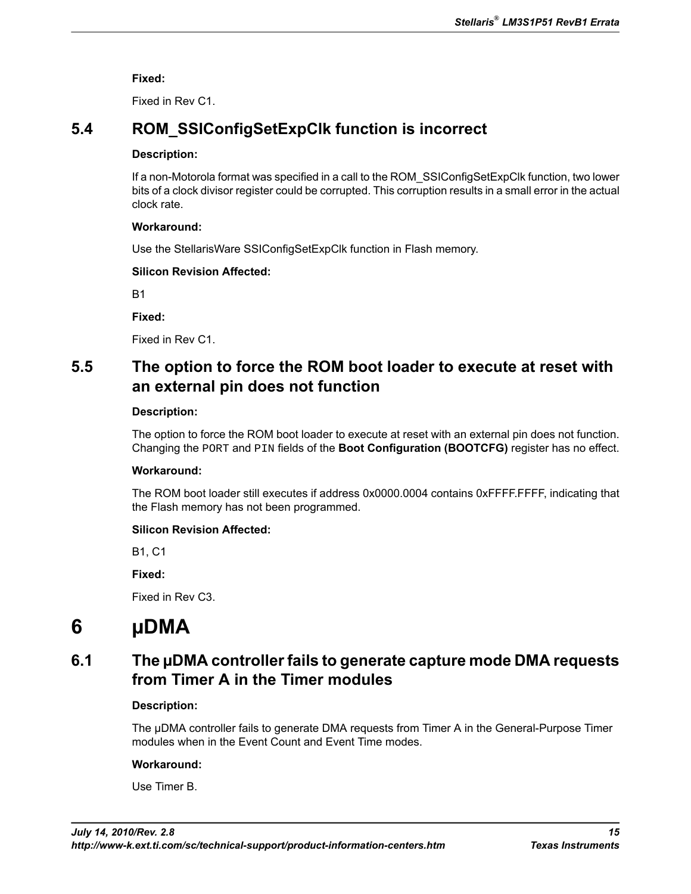**Fixed:**

Fixed in Rev C1.

## 5.4 ROM_SSIConfigSetExpClk function is incorrect

**Description:**

If a non-Motorola format was specified in a call to the ROM_SSIConfigSetExpClk function, two lower bits of a clock divisor register could be corrupted. This corruption results in a small error in the actual clock rate.

**Workaround:**

Use the StellarisWare SSIConfigSetExpClk function in Flash memory.

**Silicon Revision Affected:**

B1

**Fixed:**

Fixed in Rev C1.

## 5.5 The option to force the ROM boot loader to execute at reset with an external pin does not function

**Description:**

The option to force the ROM boot loader to execute at reset with an external pin does not function. Changing the `PORT` and `PIN` fields of the **Boot Configuration (BOOTCFG)** register has no effect.

**Workaround:**

The ROM boot loader still executes if address 0x0000.0004 contains 0xFFFF.FFFF, indicating that the Flash memory has not been programmed.

**Silicon Revision Affected:**

B1, C1

**Fixed:**

Fixed in Rev C3.

# 6 µDMA

## 6.1 The µDMA controller fails to generate capture mode DMA requests from Timer A in the Timer modules

**Description:**

The µDMA controller fails to generate DMA requests from Timer A in the General-Purpose Timer modules when in the Event Count and Event Time modes.

**Workaround:**

Use Timer B.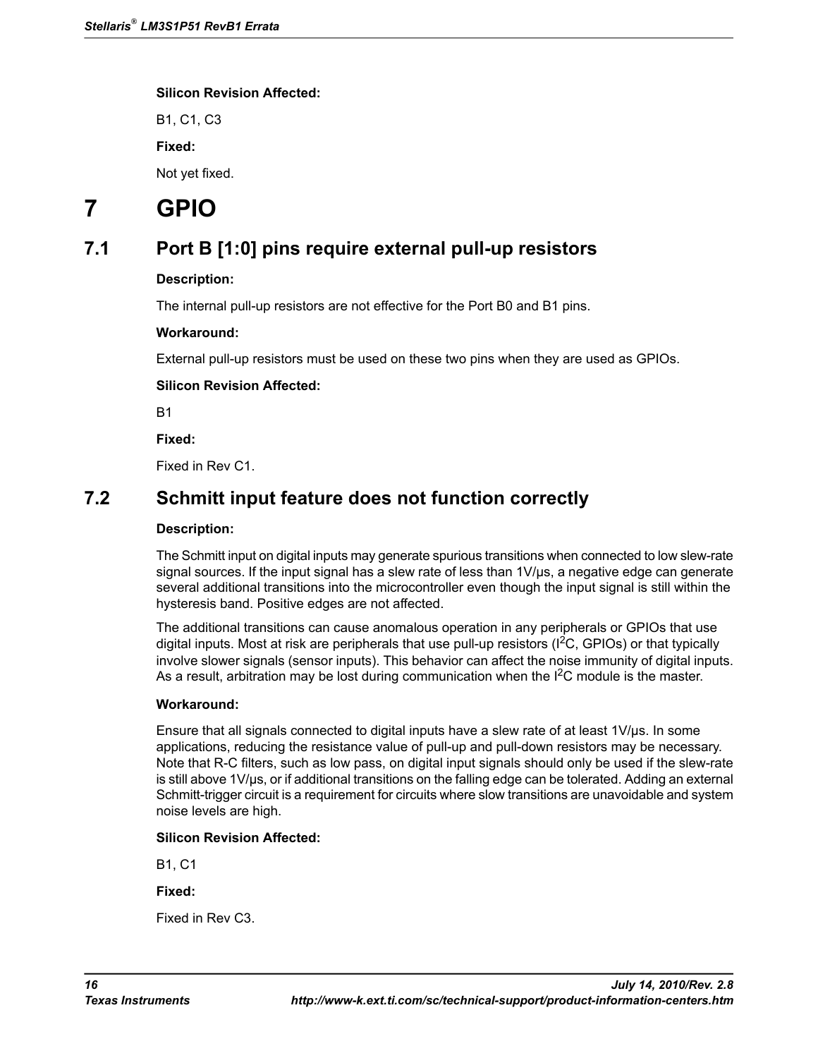**Silicon Revision Affected:**

B1, C1, C3

**Fixed:**

Not yet fixed.

# 7 GPIO

## 7.1 Port B [1:0] pins require external pull-up resistors

**Description:**

The internal pull-up resistors are not effective for the Port B0 and B1 pins.

**Workaround:**

External pull-up resistors must be used on these two pins when they are used as GPIOs.

**Silicon Revision Affected:**

B1

**Fixed:**

Fixed in Rev C1.

## 7.2 Schmitt input feature does not function correctly

**Description:**

The Schmitt input on digital inputs may generate spurious transitions when connected to low slew-rate signal sources. If the input signal has a slew rate of less than 1V/µs, a negative edge can generate several additional transitions into the microcontroller even though the input signal is still within the hysteresis band. Positive edges are not affected.

The additional transitions can cause anomalous operation in any peripherals or GPIOs that use digital inputs. Most at risk are peripherals that use pull-up resistors ($I^2C$, GPIOs) or that typically involve slower signals (sensor inputs). This behavior can affect the noise immunity of digital inputs. As a result, arbitration may be lost during communication when the $I^2C$ module is the master.

**Workaround:**

Ensure that all signals connected to digital inputs have a slew rate of at least 1V/µs. In some applications, reducing the resistance value of pull-up and pull-down resistors may be necessary. Note that R-C filters, such as low pass, on digital input signals should only be used if the slew-rate is still above 1V/µs, or if additional transitions on the falling edge can be tolerated. Adding an external Schmitt-trigger circuit is a requirement for circuits where slow transitions are unavoidable and system noise levels are high.

**Silicon Revision Affected:**

B1, C1

**Fixed:**

Fixed in Rev C3.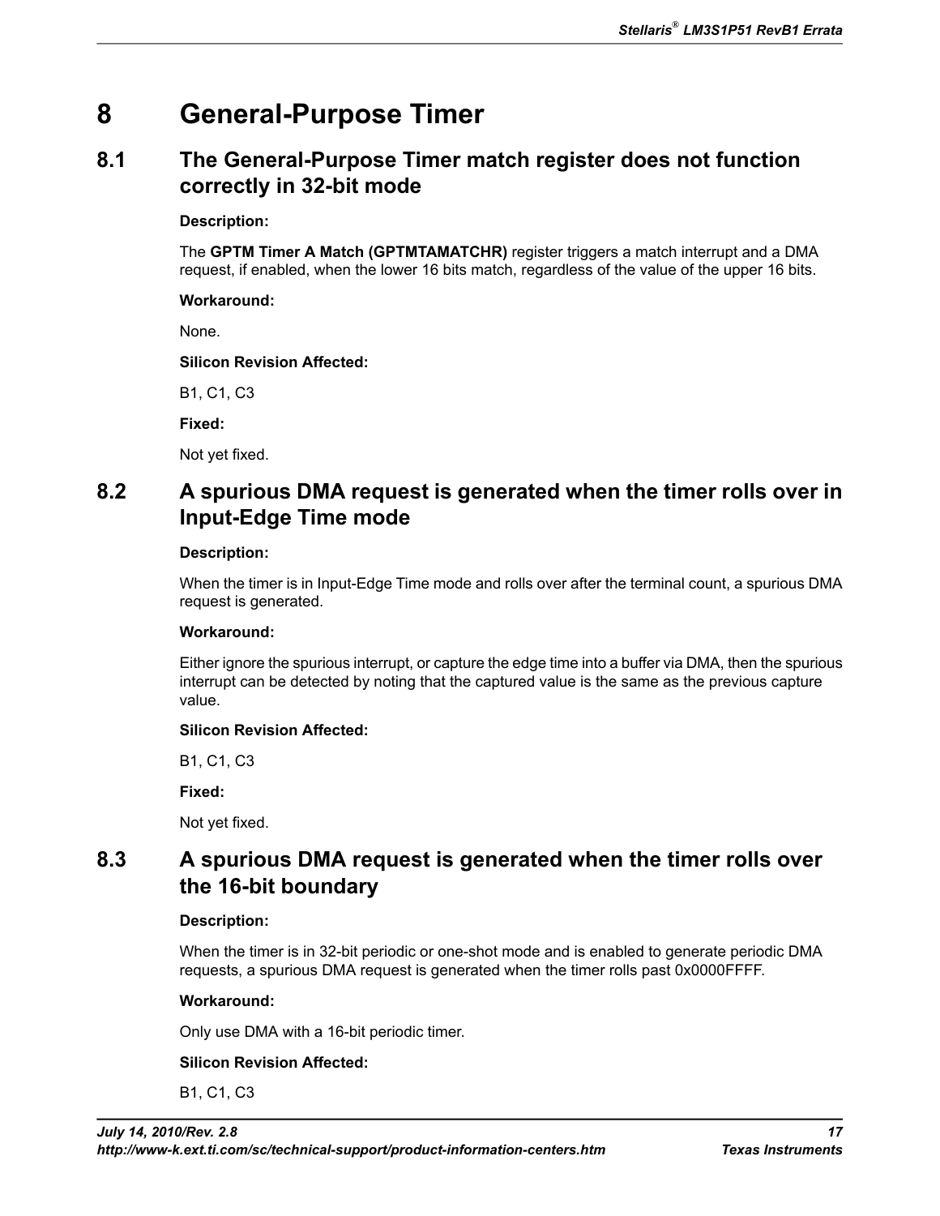# 8 General-Purpose Timer

## 8.1 The General-Purpose Timer match register does not function correctly in 32-bit mode

**Description:**

The **GPTM Timer A Match (GPTMTAMATCHR)** register triggers a match interrupt and a DMA request, if enabled, when the lower 16 bits match, regardless of the value of the upper 16 bits.

**Workaround:**

None.

**Silicon Revision Affected:**

B1, C1, C3

**Fixed:**

Not yet fixed.

## 8.2 A spurious DMA request is generated when the timer rolls over in Input-Edge Time mode

**Description:**

When the timer is in Input-Edge Time mode and rolls over after the terminal count, a spurious DMA request is generated.

**Workaround:**

Either ignore the spurious interrupt, or capture the edge time into a buffer via DMA, then the spurious interrupt can be detected by noting that the captured value is the same as the previous capture value.

**Silicon Revision Affected:**

B1, C1, C3

**Fixed:**

Not yet fixed.

## 8.3 A spurious DMA request is generated when the timer rolls over the 16-bit boundary

**Description:**

When the timer is in 32-bit periodic or one-shot mode and is enabled to generate periodic DMA requests, a spurious DMA request is generated when the timer rolls past 0x0000FFFF.

**Workaround:**

Only use DMA with a 16-bit periodic timer.

**Silicon Revision Affected:**

B1, C1, C3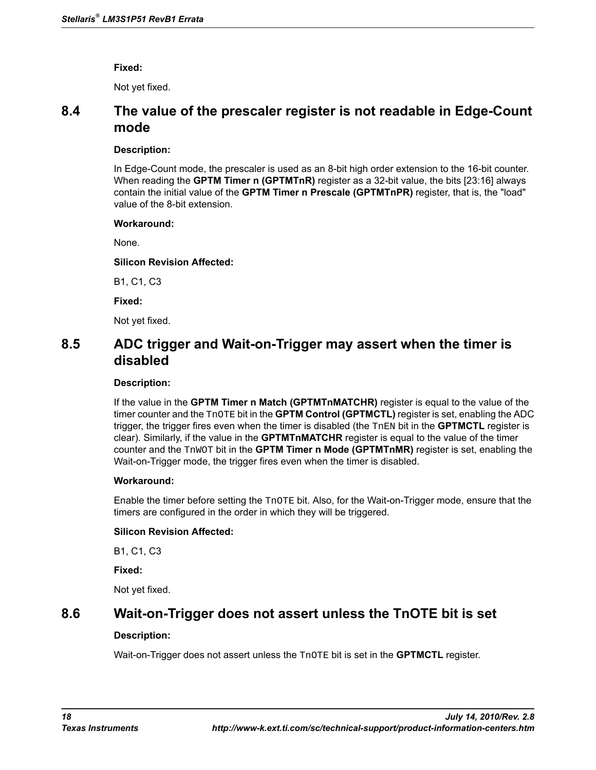**Fixed:**

Not yet fixed.

## 8.4 The value of the prescaler register is not readable in Edge-Count mode

**Description:**

In Edge-Count mode, the prescaler is used as an 8-bit high order extension to the 16-bit counter. When reading the **GPTM Timer n (GPTMTnR)** register as a 32-bit value, the bits [23:16] always contain the initial value of the **GPTM Timer n Prescale (GPTMTnPR)** register, that is, the "load" value of the 8-bit extension.

**Workaround:**

None.

**Silicon Revision Affected:**

B1, C1, C3

**Fixed:**

Not yet fixed.

## 8.5 ADC trigger and Wait-on-Trigger may assert when the timer is disabled

**Description:**

If the value in the **GPTM Timer n Match (GPTMTnMATCHR)** register is equal to the value of the timer counter and the `TnOTE` bit in the **GPTM Control (GPTMCTL)** register is set, enabling the ADC trigger, the trigger fires even when the timer is disabled (the `TnEN` bit in the **GPTMCTL** register is clear). Similarly, if the value in the **GPTMTnMATCHR** register is equal to the value of the timer counter and the `TnWOT` bit in the **GPTM Timer n Mode (GPTMTnMR)** register is set, enabling the Wait-on-Trigger mode, the trigger fires even when the timer is disabled.

**Workaround:**

Enable the timer before setting the `TnOTE` bit. Also, for the Wait-on-Trigger mode, ensure that the timers are configured in the order in which they will be triggered.

**Silicon Revision Affected:**

B1, C1, C3

**Fixed:**

Not yet fixed.

## 8.6 Wait-on-Trigger does not assert unless the TnOTE bit is set

**Description:**

Wait-on-Trigger does not assert unless the `TnOTE` bit is set in the **GPTMCTL** register.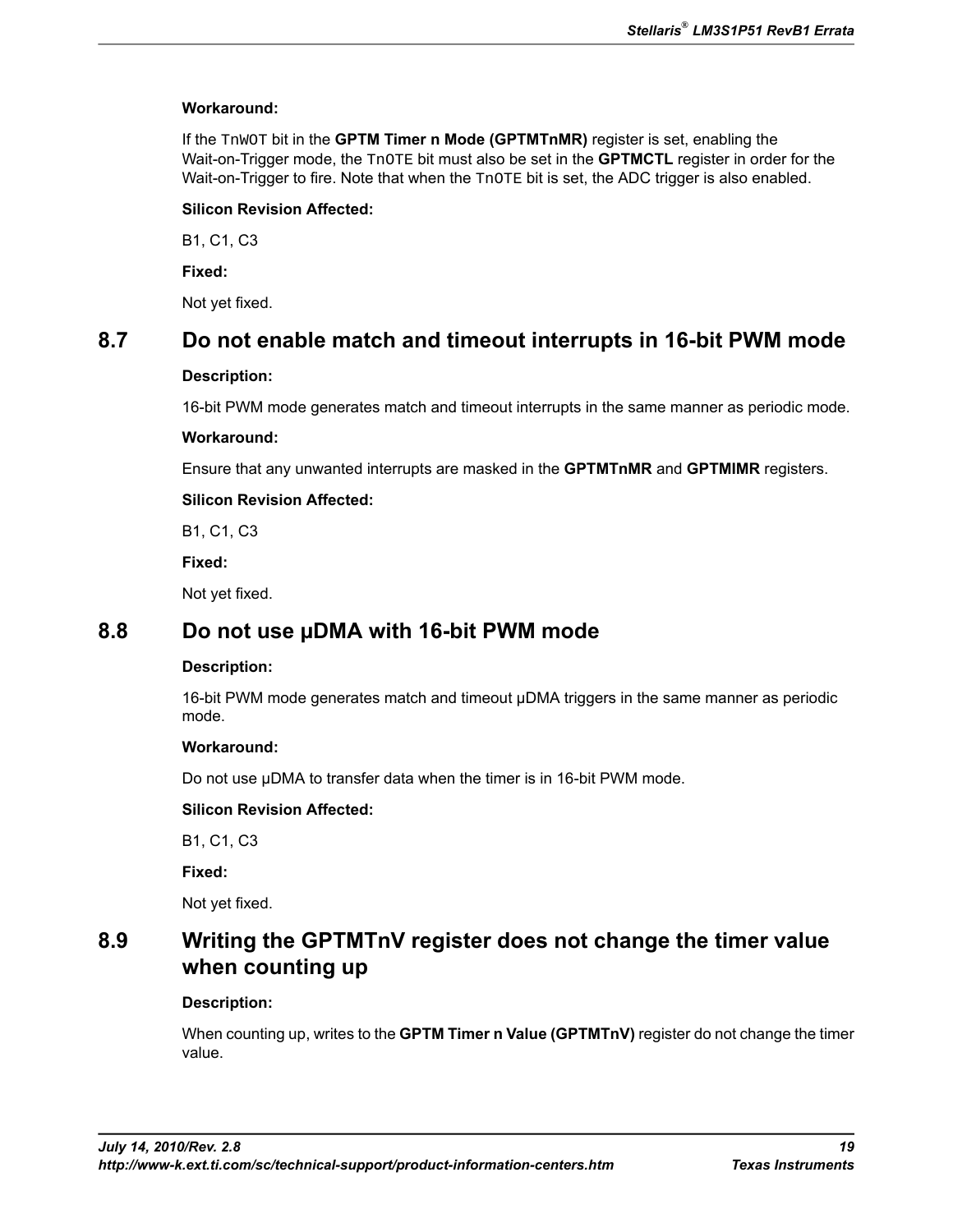**Workaround:**

If the `TnWOT` bit in the **GPTM Timer n Mode (GPTMTnMR)** register is set, enabling the Wait-on-Trigger mode, the `TnOTE` bit must also be set in the **GPTMCTL** register in order for the Wait-on-Trigger to fire. Note that when the `TnOTE` bit is set, the ADC trigger is also enabled.

**Silicon Revision Affected:**

B1, C1, C3

**Fixed:**

Not yet fixed.

## 8.7 Do not enable match and timeout interrupts in 16-bit PWM mode

**Description:**

16-bit PWM mode generates match and timeout interrupts in the same manner as periodic mode.

**Workaround:**

Ensure that any unwanted interrupts are masked in the **GPTMTnMR** and **GPTMIMR** registers.

**Silicon Revision Affected:**

B1, C1, C3

**Fixed:**

Not yet fixed.

## 8.8 Do not use µDMA with 16-bit PWM mode

**Description:**

16-bit PWM mode generates match and timeout µDMA triggers in the same manner as periodic mode.

**Workaround:**

Do not use µDMA to transfer data when the timer is in 16-bit PWM mode.

**Silicon Revision Affected:**

B1, C1, C3

**Fixed:**

Not yet fixed.

## 8.9 Writing the GPTMTnV register does not change the timer value when counting up

**Description:**

When counting up, writes to the **GPTM Timer n Value (GPTMTnV)** register do not change the timer value.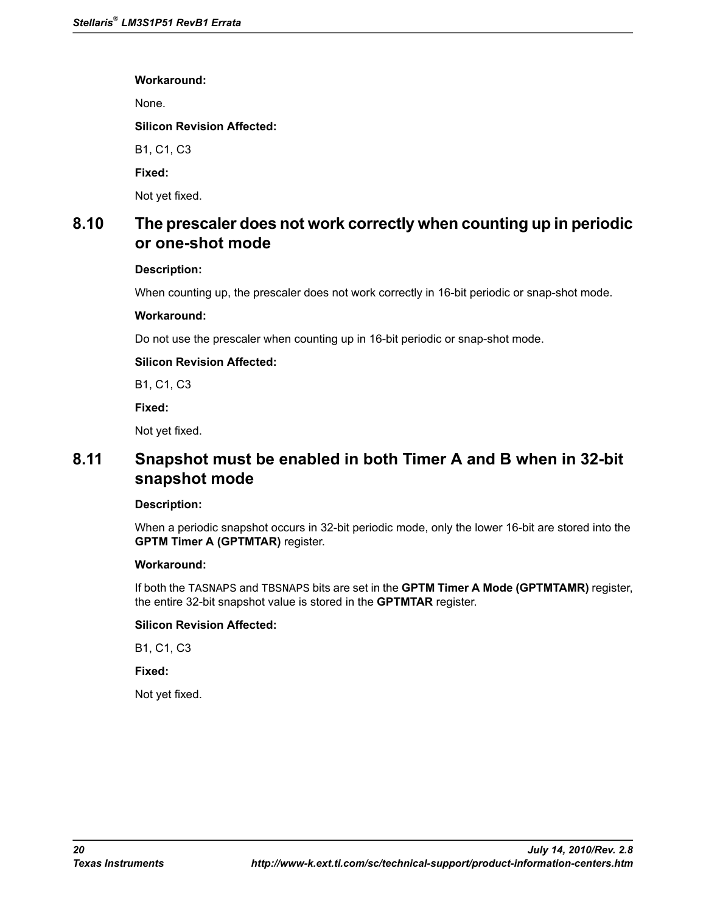**Workaround:**

None.

**Silicon Revision Affected:**

B1, C1, C3

**Fixed:**

Not yet fixed.

## 8.10 The prescaler does not work correctly when counting up in periodic or one-shot mode

**Description:**

When counting up, the prescaler does not work correctly in 16-bit periodic or snap-shot mode.

**Workaround:**

Do not use the prescaler when counting up in 16-bit periodic or snap-shot mode.

**Silicon Revision Affected:**

B1, C1, C3

**Fixed:**

Not yet fixed.

## 8.11 Snapshot must be enabled in both Timer A and B when in 32-bit snapshot mode

**Description:**

When a periodic snapshot occurs in 32-bit periodic mode, only the lower 16-bit are stored into the **GPTM Timer A (GPTMTAR)** register.

**Workaround:**

If both the TASNAPS and TBSNAPS bits are set in the **GPTM Timer A Mode (GPTMTAMR)** register, the entire 32-bit snapshot value is stored in the **GPTMTAR** register.

**Silicon Revision Affected:**

B1, C1, C3

**Fixed:**

Not yet fixed.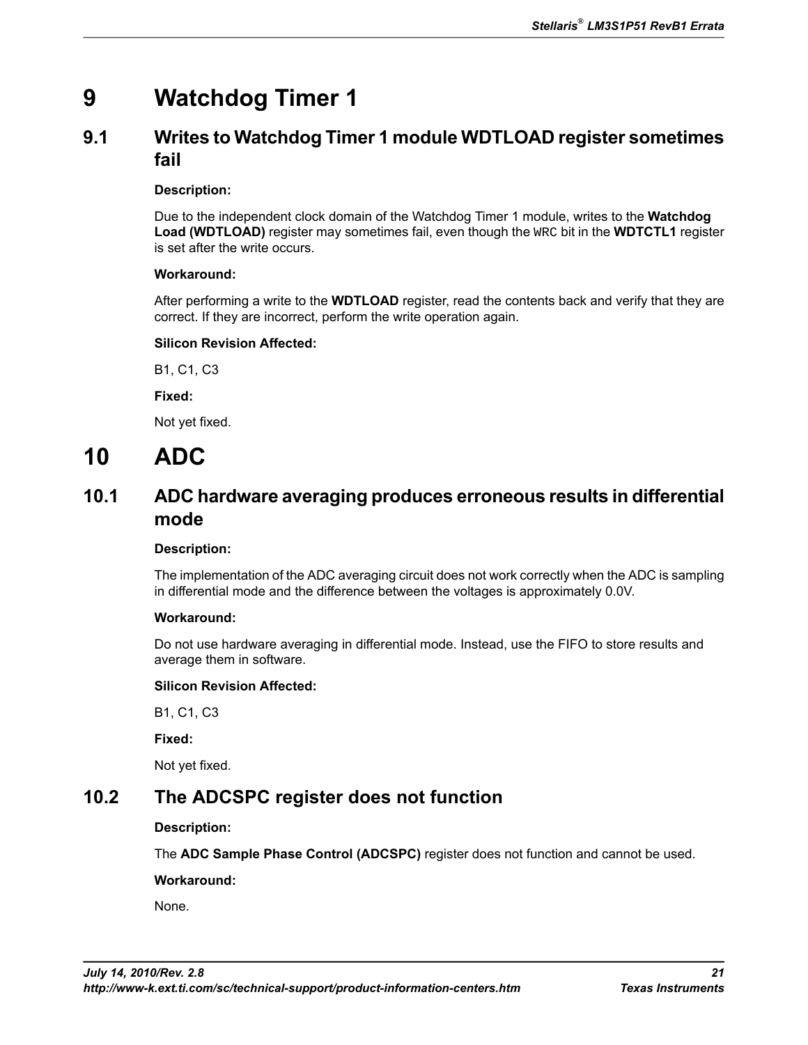# 9 Watchdog Timer 1

## 9.1 Writes to Watchdog Timer 1 module WDTLOAD register sometimes fail

**Description:**

Due to the independent clock domain of the Watchdog Timer 1 module, writes to the **Watchdog Load (WDTLOAD)** register may sometimes fail, even though the `WRC` bit in the **WDTCTL1** register is set after the write occurs.

**Workaround:**

After performing a write to the **WDTLOAD** register, read the contents back and verify that they are correct. If they are incorrect, perform the write operation again.

**Silicon Revision Affected:**

B1, C1, C3

**Fixed:**

Not yet fixed.

# 10 ADC

## 10.1 ADC hardware averaging produces erroneous results in differential mode

**Description:**

The implementation of the ADC averaging circuit does not work correctly when the ADC is sampling in differential mode and the difference between the voltages is approximately 0.0V.

**Workaround:**

Do not use hardware averaging in differential mode. Instead, use the FIFO to store results and average them in software.

**Silicon Revision Affected:**

B1, C1, C3

**Fixed:**

Not yet fixed.

## 10.2 The ADCSPC register does not function

**Description:**

The **ADC Sample Phase Control (ADCSPC)** register does not function and cannot be used.

**Workaround:**

None.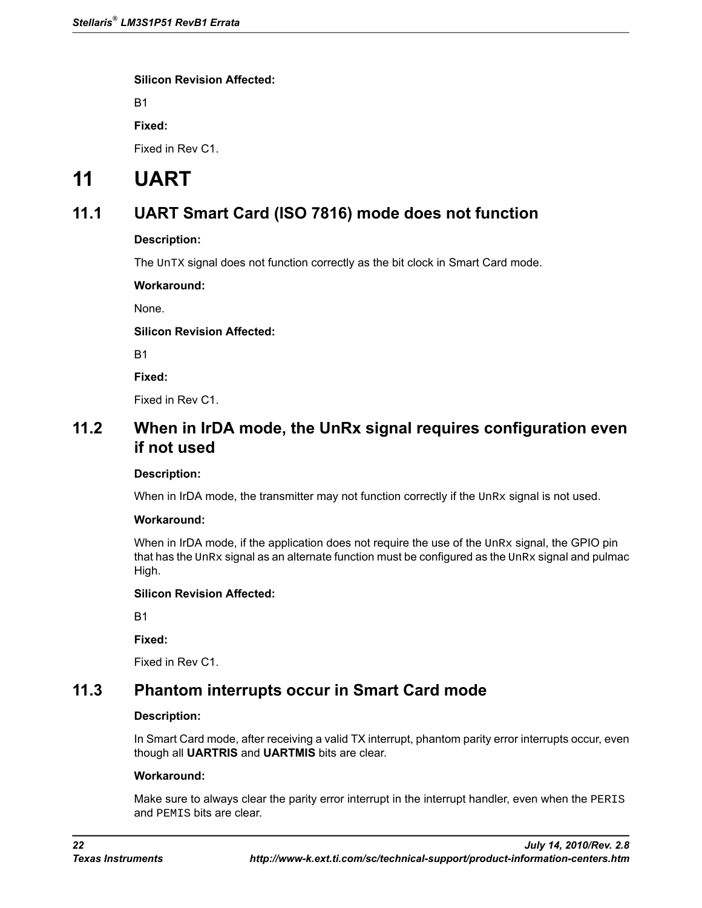**Silicon Revision Affected:**

B1

**Fixed:**

Fixed in Rev C1.

# 11 UART

## 11.1 UART Smart Card (ISO 7816) mode does not function

**Description:**

The UnTX signal does not function correctly as the bit clock in Smart Card mode.

**Workaround:**

None.

**Silicon Revision Affected:**

B1

**Fixed:**

Fixed in Rev C1.

## 11.2 When in IrDA mode, the UnRx signal requires configuration even if not used

**Description:**

When in IrDA mode, the transmitter may not function correctly if the UnRx signal is not used.

**Workaround:**

When in IrDA mode, if the application does not require the use of the UnRx signal, the GPIO pin that has the UnRx signal as an alternate function must be configured as the UnRx signal and pulmac High.

**Silicon Revision Affected:**

B1

**Fixed:**

Fixed in Rev C1.

## 11.3 Phantom interrupts occur in Smart Card mode

**Description:**

In Smart Card mode, after receiving a valid TX interrupt, phantom parity error interrupts occur, even though all **UARTRIS** and **UARTMIS** bits are clear.

**Workaround:**

Make sure to always clear the parity error interrupt in the interrupt handler, even when the PERIS and PEMIS bits are clear.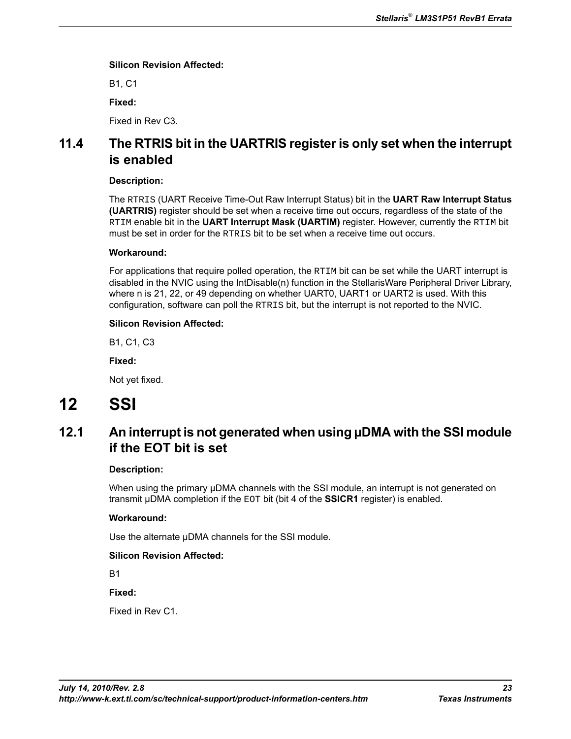**Silicon Revision Affected:**

B1, C1

**Fixed:**

Fixed in Rev C3.

## 11.4 The RTRIS bit in the UARTRIS register is only set when the interrupt is enabled

**Description:**

The `RTRIS` (UART Receive Time-Out Raw Interrupt Status) bit in the **UART Raw Interrupt Status (UARTRIS)** register should be set when a receive time out occurs, regardless of the state of the `RTIM` enable bit in the **UART Interrupt Mask (UARTIM)** register. However, currently the `RTIM` bit must be set in order for the `RTRIS` bit to be set when a receive time out occurs.

**Workaround:**

For applications that require polled operation, the `RTIM` bit can be set while the UART interrupt is disabled in the NVIC using the IntDisable(n) function in the StellarisWare Peripheral Driver Library, where n is 21, 22, or 49 depending on whether UART0, UART1 or UART2 is used. With this configuration, software can poll the `RTRIS` bit, but the interrupt is not reported to the NVIC.

**Silicon Revision Affected:**

B1, C1, C3

**Fixed:**

Not yet fixed.

# 12 SSI

## 12.1 An interrupt is not generated when using μDMA with the SSI module if the EOT bit is set

**Description:**

When using the primary μDMA channels with the SSI module, an interrupt is not generated on transmit μDMA completion if the `EOT` bit (bit 4 of the **SSICR1** register) is enabled.

**Workaround:**

Use the alternate μDMA channels for the SSI module.

**Silicon Revision Affected:**

B1

**Fixed:**

Fixed in Rev C1.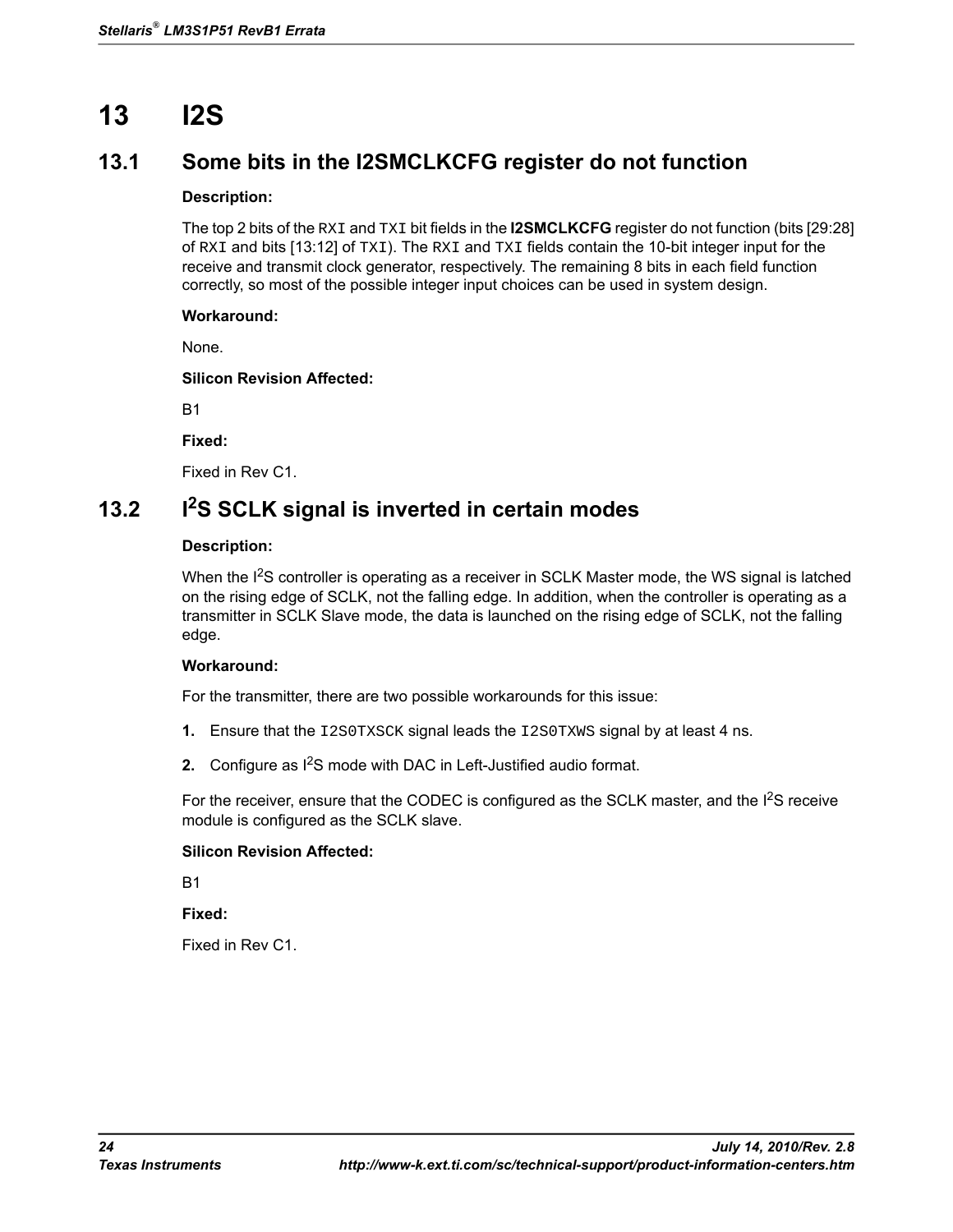# 13 I2S

## 13.1 Some bits in the I2SMCLKCFG register do not function

**Description:**

The top 2 bits of the `RXI` and `TXI` bit fields in the **I2SMCLKCFG** register do not function (bits [29:28] of `RXI` and bits [13:12] of `TXI`). The `RXI` and `TXI` fields contain the 10-bit integer input for the receive and transmit clock generator, respectively. The remaining 8 bits in each field function correctly, so most of the possible integer input choices can be used in system design.

**Workaround:**

None.

**Silicon Revision Affected:**

B1

**Fixed:**

Fixed in Rev C1.

## 13.2 I$^2$S SCLK signal is inverted in certain modes

**Description:**

When the I$^2$S controller is operating as a receiver in SCLK Master mode, the WS signal is latched on the rising edge of SCLK, not the falling edge. In addition, when the controller is operating as a transmitter in SCLK Slave mode, the data is launched on the rising edge of SCLK, not the falling edge.

**Workaround:**

For the transmitter, there are two possible workarounds for this issue:

1. Ensure that the `I2S0TXSCK` signal leads the `I2S0TXWS` signal by at least 4 ns.
2. Configure as I$^2$S mode with DAC in Left-Justified audio format.

For the receiver, ensure that the CODEC is configured as the SCLK master, and the I$^2$S receive module is configured as the SCLK slave.

**Silicon Revision Affected:**

B1

**Fixed:**

Fixed in Rev C1.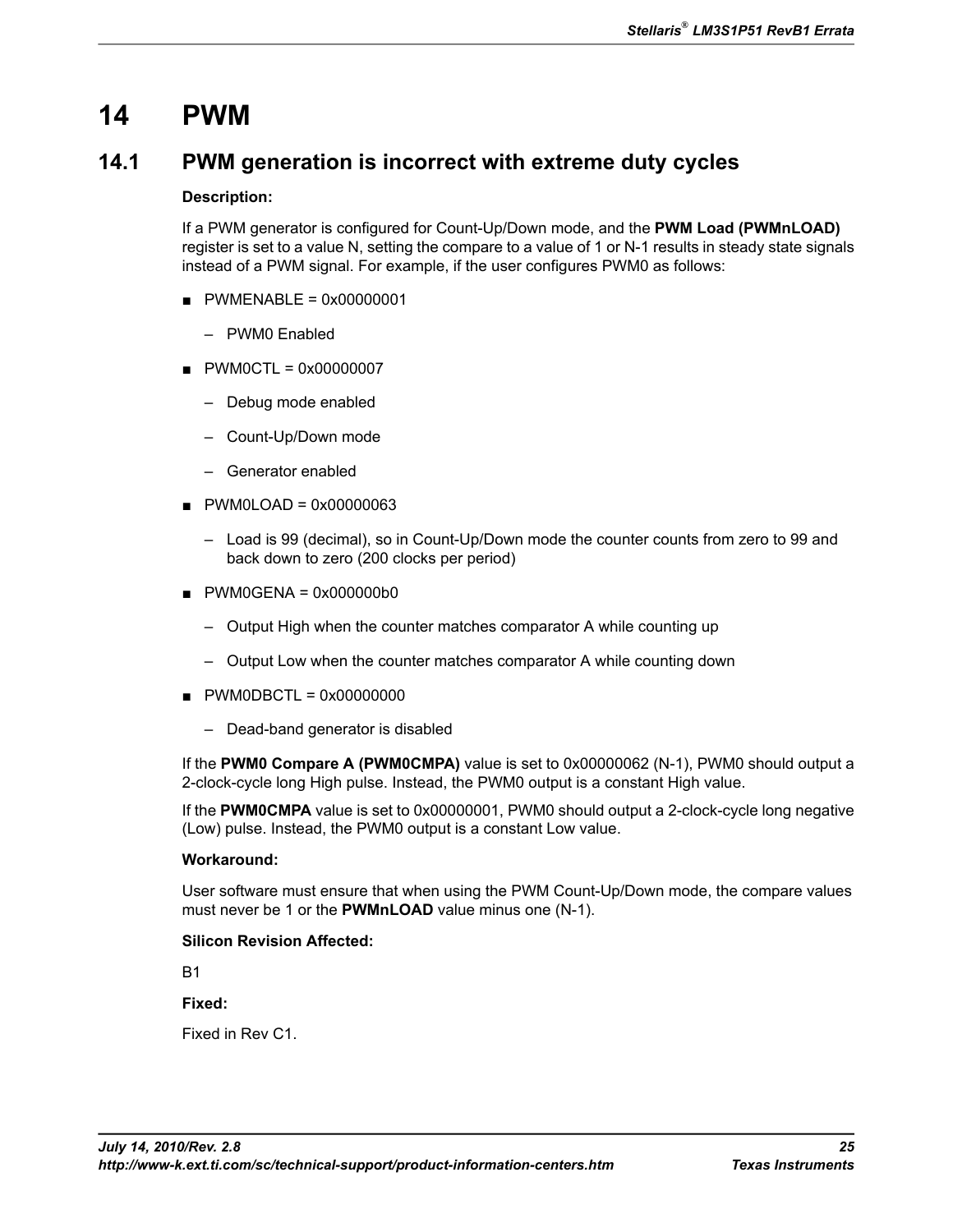# 14 PWM

## 14.1 PWM generation is incorrect with extreme duty cycles

**Description:**

If a PWM generator is configured for Count-Up/Down mode, and the **PWM Load (PWMnLOAD)** register is set to a value N, setting the compare to a value of 1 or N-1 results in steady state signals instead of a PWM signal. For example, if the user configures PWM0 as follows:

- PWMENABLE = 0x00000001
  - PWM0 Enabled
- PWM0CTL = 0x00000007
  - Debug mode enabled
  - Count-Up/Down mode
  - Generator enabled
- PWM0LOAD = 0x00000063
  - Load is 99 (decimal), so in Count-Up/Down mode the counter counts from zero to 99 and back down to zero (200 clocks per period)
- PWM0GENA = 0x000000b0
  - Output High when the counter matches comparator A while counting up
  - Output Low when the counter matches comparator A while counting down
- PWM0DBCTL = 0x00000000
  - Dead-band generator is disabled

If the **PWM0 Compare A (PWM0CMPA)** value is set to 0x00000062 (N-1), PWM0 should output a 2-clock-cycle long High pulse. Instead, the PWM0 output is a constant High value.

If the **PWM0CMPA** value is set to 0x00000001, PWM0 should output a 2-clock-cycle long negative (Low) pulse. Instead, the PWM0 output is a constant Low value.

**Workaround:**

User software must ensure that when using the PWM Count-Up/Down mode, the compare values must never be 1 or the **PWMnLOAD** value minus one (N-1).

**Silicon Revision Affected:**

B1

**Fixed:**

Fixed in Rev C1.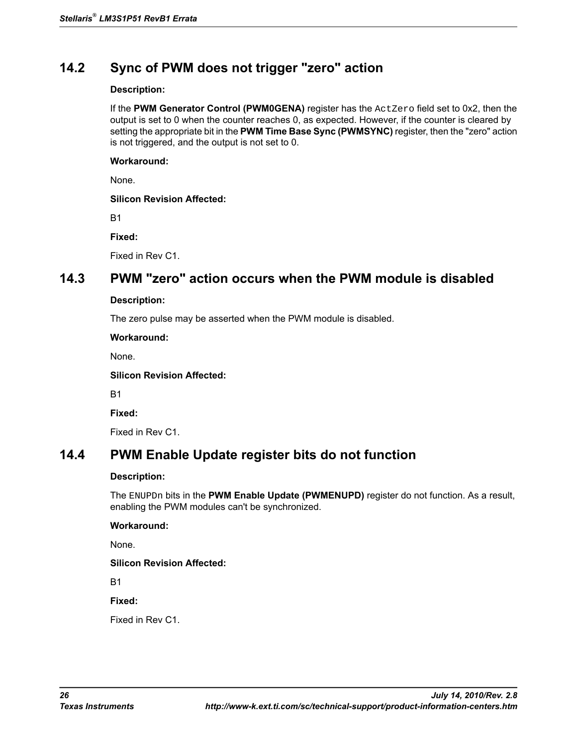## 14.2 Sync of PWM does not trigger "zero" action

**Description:**

If the **PWM Generator Control (PWM0GENA)** register has the `ActZero` field set to 0x2, then the output is set to 0 when the counter reaches 0, as expected. However, if the counter is cleared by setting the appropriate bit in the **PWM Time Base Sync (PWMSYNC)** register, then the "zero" action is not triggered, and the output is not set to 0.

**Workaround:**

None.

**Silicon Revision Affected:**

B1

**Fixed:**

Fixed in Rev C1.

## 14.3 PWM "zero" action occurs when the PWM module is disabled

**Description:**

The zero pulse may be asserted when the PWM module is disabled.

**Workaround:**

None.

**Silicon Revision Affected:**

B1

**Fixed:**

Fixed in Rev C1.

## 14.4 PWM Enable Update register bits do not function

**Description:**

The `ENUPDn` bits in the **PWM Enable Update (PWMENUPD)** register do not function. As a result, enabling the PWM modules can't be synchronized.

**Workaround:**

None.

**Silicon Revision Affected:**

B1

**Fixed:**

Fixed in Rev C1.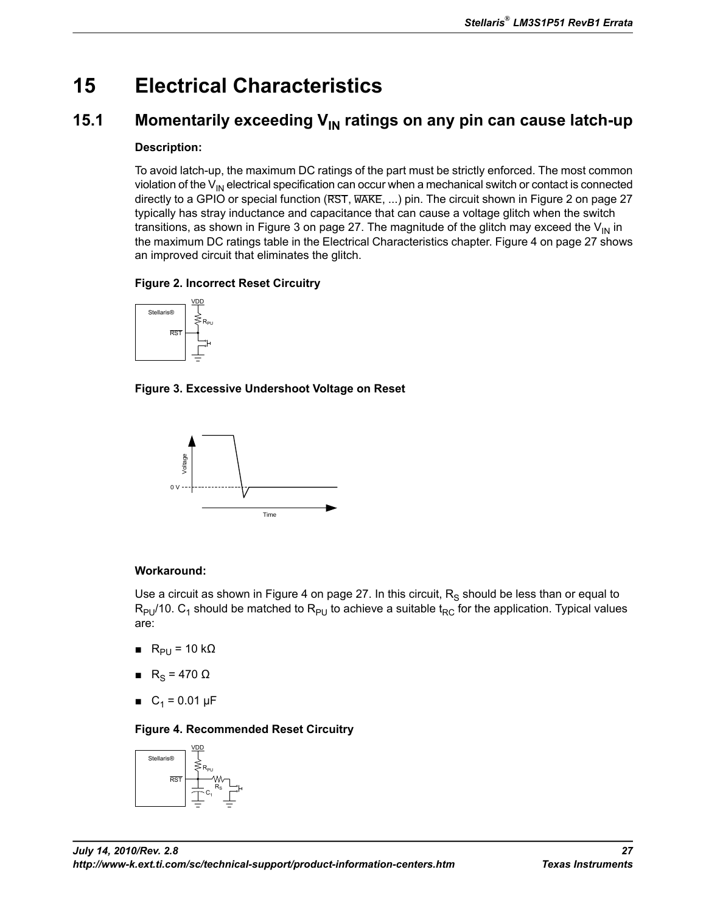# 15 Electrical Characteristics

## 15.1 Momentarily exceeding $V_{IN}$ ratings on any pin can cause latch-up

**Description:**

To avoid latch-up, the maximum DC ratings of the part must be strictly enforced. The most common violation of the $V_{IN}$ electrical specification can occur when a mechanical switch or contact is connected directly to a GPIO or special function ($\overline{RST}$, $\overline{WAKE}$, ...) pin. The circuit shown in Figure 2 on page 27 typically has stray inductance and capacitance that can cause a voltage glitch when the switch transitions, as shown in Figure 3 on page 27. The magnitude of the glitch may exceed the $V_{IN}$ in the maximum DC ratings table in the Electrical Characteristics chapter. Figure 4 on page 27 shows an improved circuit that eliminates the glitch.

**Figure 2. Incorrect Reset Circuitry**

**Figure 3. Excessive Undershoot Voltage on Reset**

**Workaround:**

Use a circuit as shown in Figure 4 on page 27. In this circuit, $R_S$ should be less than or equal to $R_{PU}/10$. $C_1$ should be matched to $R_{PU}$ to achieve a suitable $t_{RC}$ for the application. Typical values are:

- $R_{PU}$ = 10 kΩ
- $R_S$ = 470 Ω
- $C_1$ = 0.01 µF

**Figure 4. Recommended Reset Circuitry**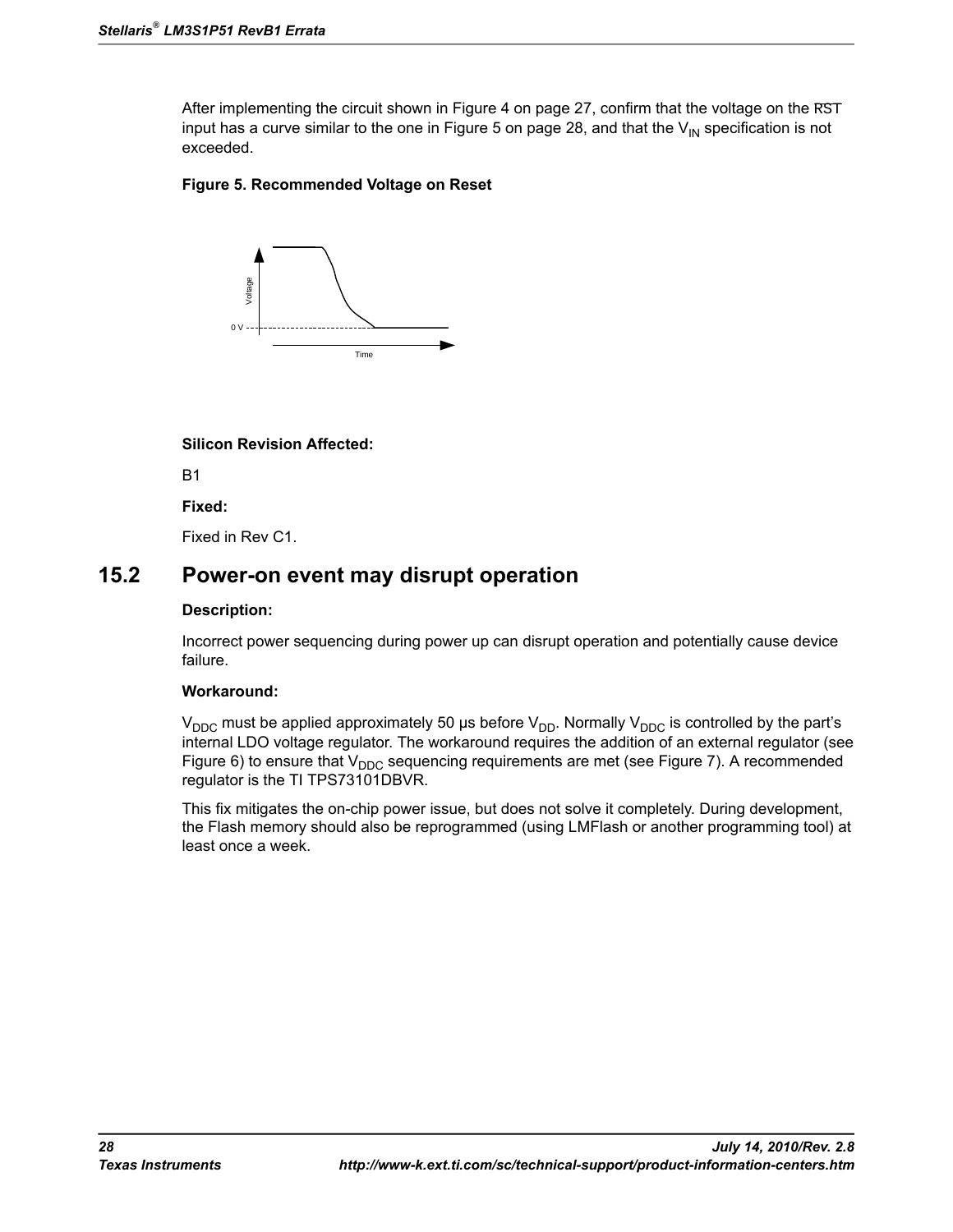After implementing the circuit shown in Figure 4 on page 27, confirm that the voltage on the RST input has a curve similar to the one in Figure 5 on page 28, and that the $V_{IN}$ specification is not exceeded.

**Figure 5. Recommended Voltage on Reset**

**Silicon Revision Affected:**

B1

**Fixed:**

Fixed in Rev C1.

## 15.2 Power-on event may disrupt operation

**Description:**

Incorrect power sequencing during power up can disrupt operation and potentially cause device failure.

**Workaround:**

$V_{DDC}$ must be applied approximately 50 µs before $V_{DD}$. Normally $V_{DDC}$ is controlled by the part's internal LDO voltage regulator. The workaround requires the addition of an external regulator (see Figure 6) to ensure that $V_{DDC}$ sequencing requirements are met (see Figure 7). A recommended regulator is the TI TPS73101DBVR.

This fix mitigates the on-chip power issue, but does not solve it completely. During development, the Flash memory should also be reprogrammed (using LMFlash or another programming tool) at least once a week.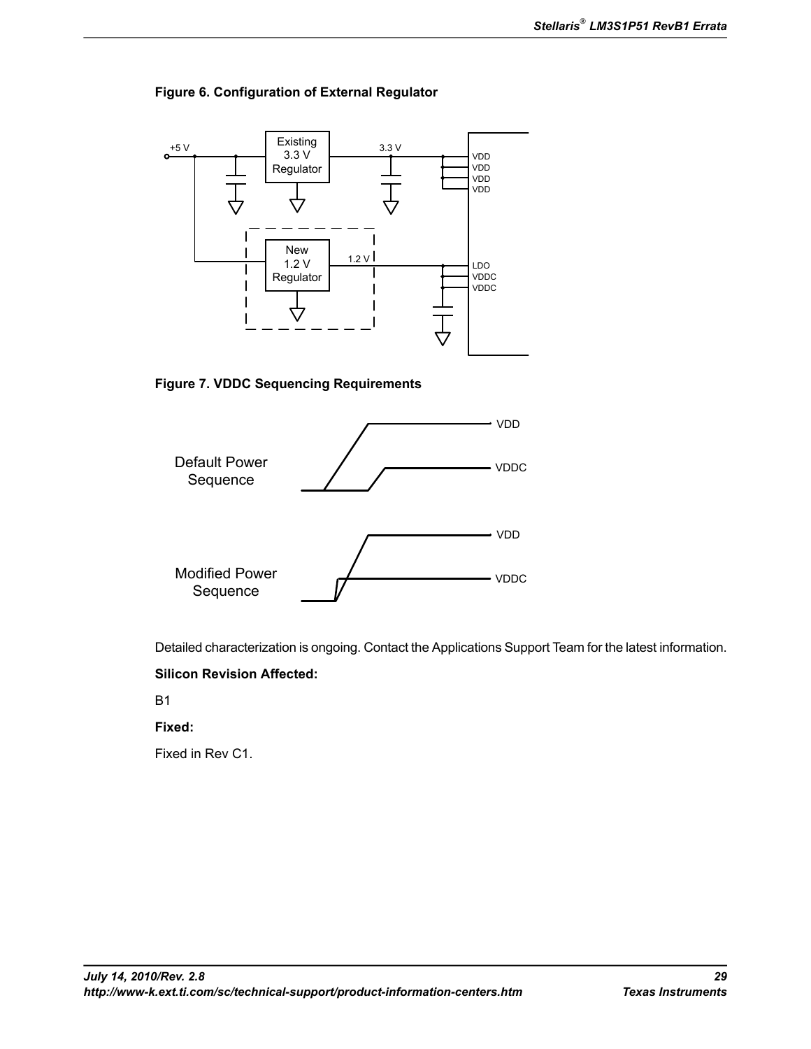**Figure 6. Configuration of External Regulator**

**Figure 7. VDDC Sequencing Requirements**

Detailed characterization is ongoing. Contact the Applications Support Team for the latest information.

**Silicon Revision Affected:**

B1

**Fixed:**

Fixed in Rev C1.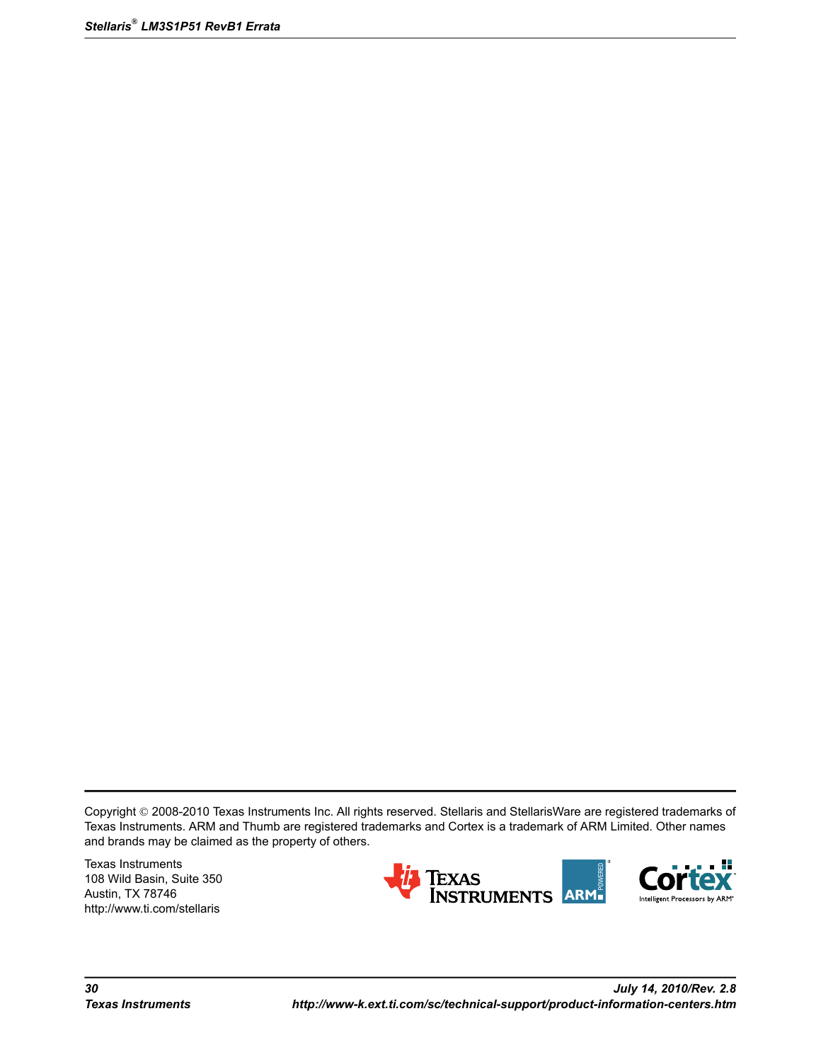Copyright © 2008-2010 Texas Instruments Inc. All rights reserved. Stellaris and StellarisWare are registered trademarks of Texas Instruments. ARM and Thumb are registered trademarks and Cortex is a trademark of ARM Limited. Other names and brands may be claimed as the property of others.

Texas Instruments
108 Wild Basin, Suite 350
Austin, TX 78746
http://www.ti.com/stellaris